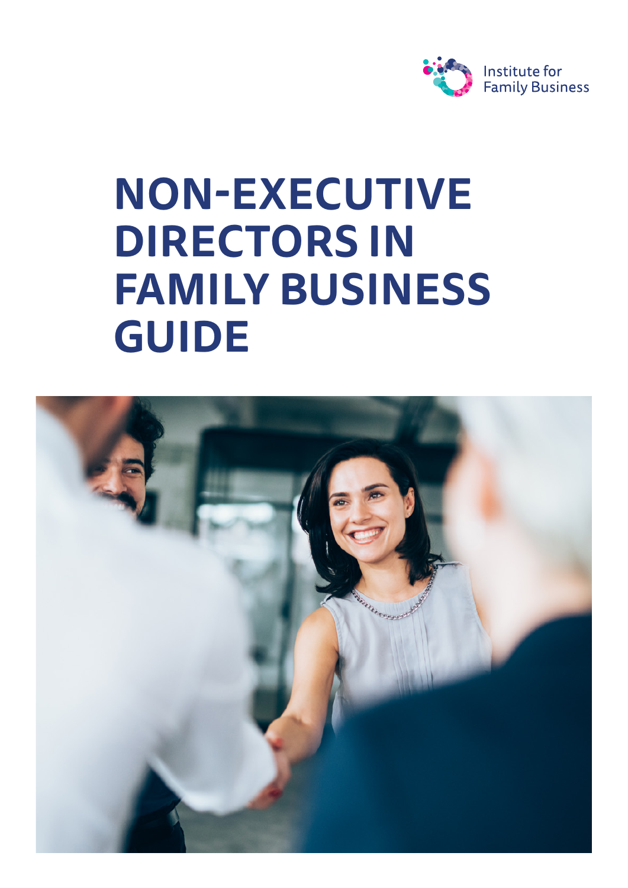Institute for Family Business

# NON-EXECUTIVE DIRECTORS IN FAMILY BUSINESS GUIDE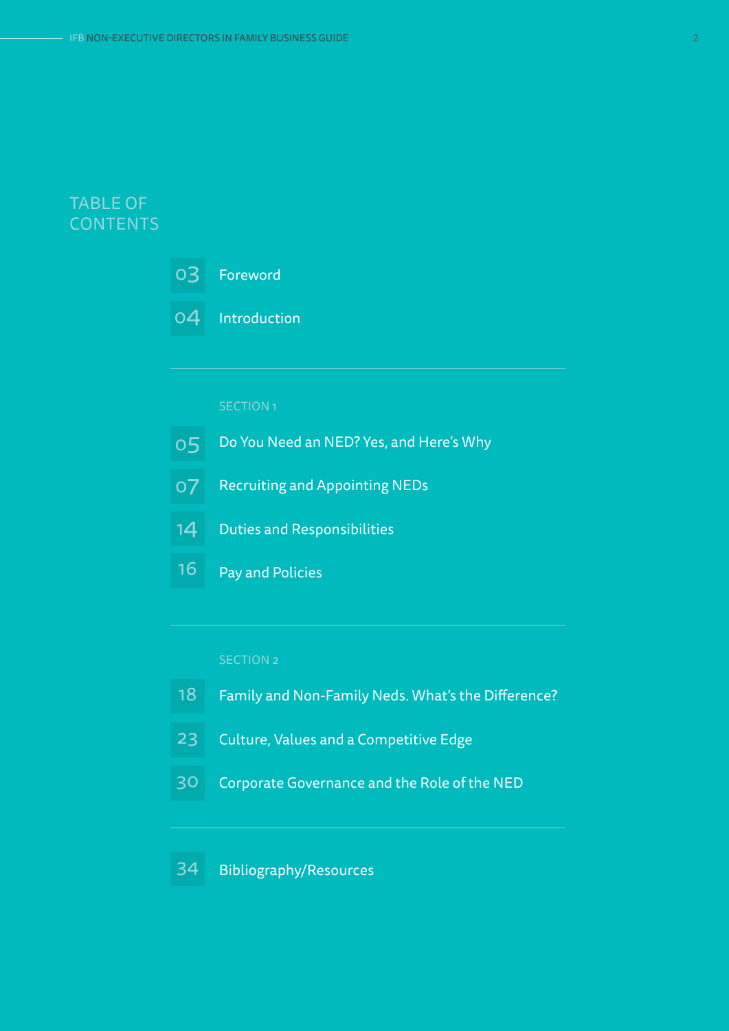# TABLE OF CONTENTS

03 Foreword

04 Introduction

---

SECTION 1

05 Do You Need an NED? Yes, and Here's Why

07 Recruiting and Appointing NEDs

14 Duties and Responsibilities

16 Pay and Policies

---

SECTION 2

18 Family and Non-Family Neds. What's the Difference?

23 Culture, Values and a Competitive Edge

30 Corporate Governance and the Role of the NED

---

34 Bibliography/Resources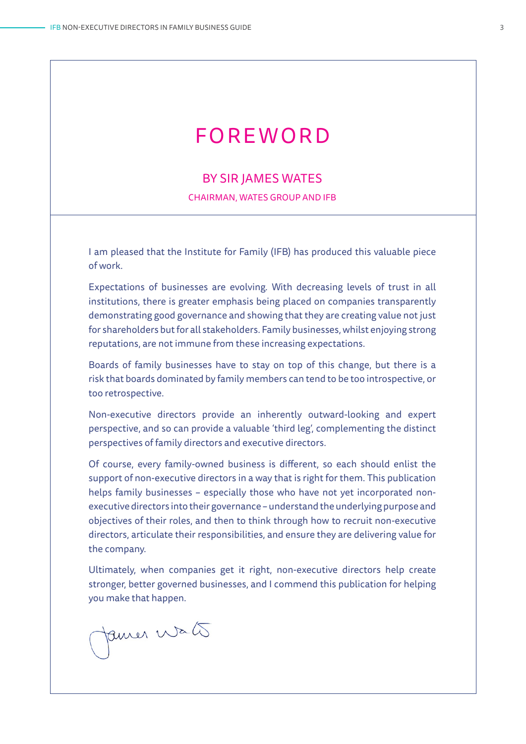# FOREWORD

## BY SIR JAMES WATES

CHAIRMAN, WATES GROUP AND IFB

I am pleased that the Institute for Family (IFB) has produced this valuable piece of work.

Expectations of businesses are evolving. With decreasing levels of trust in all institutions, there is greater emphasis being placed on companies transparently demonstrating good governance and showing that they are creating value not just for shareholders but for all stakeholders. Family businesses, whilst enjoying strong reputations, are not immune from these increasing expectations.

Boards of family businesses have to stay on top of this change, but there is a risk that boards dominated by family members can tend to be too introspective, or too retrospective.

Non-executive directors provide an inherently outward-looking and expert perspective, and so can provide a valuable 'third leg', complementing the distinct perspectives of family directors and executive directors.

Of course, every family-owned business is different, so each should enlist the support of non-executive directors in a way that is right for them. This publication helps family businesses – especially those who have not yet incorporated non-executive directors into their governance – understand the underlying purpose and objectives of their roles, and then to think through how to recruit non-executive directors, articulate their responsibilities, and ensure they are delivering value for the company.

Ultimately, when companies get it right, non-executive directors help create stronger, better governed businesses, and I commend this publication for helping you make that happen.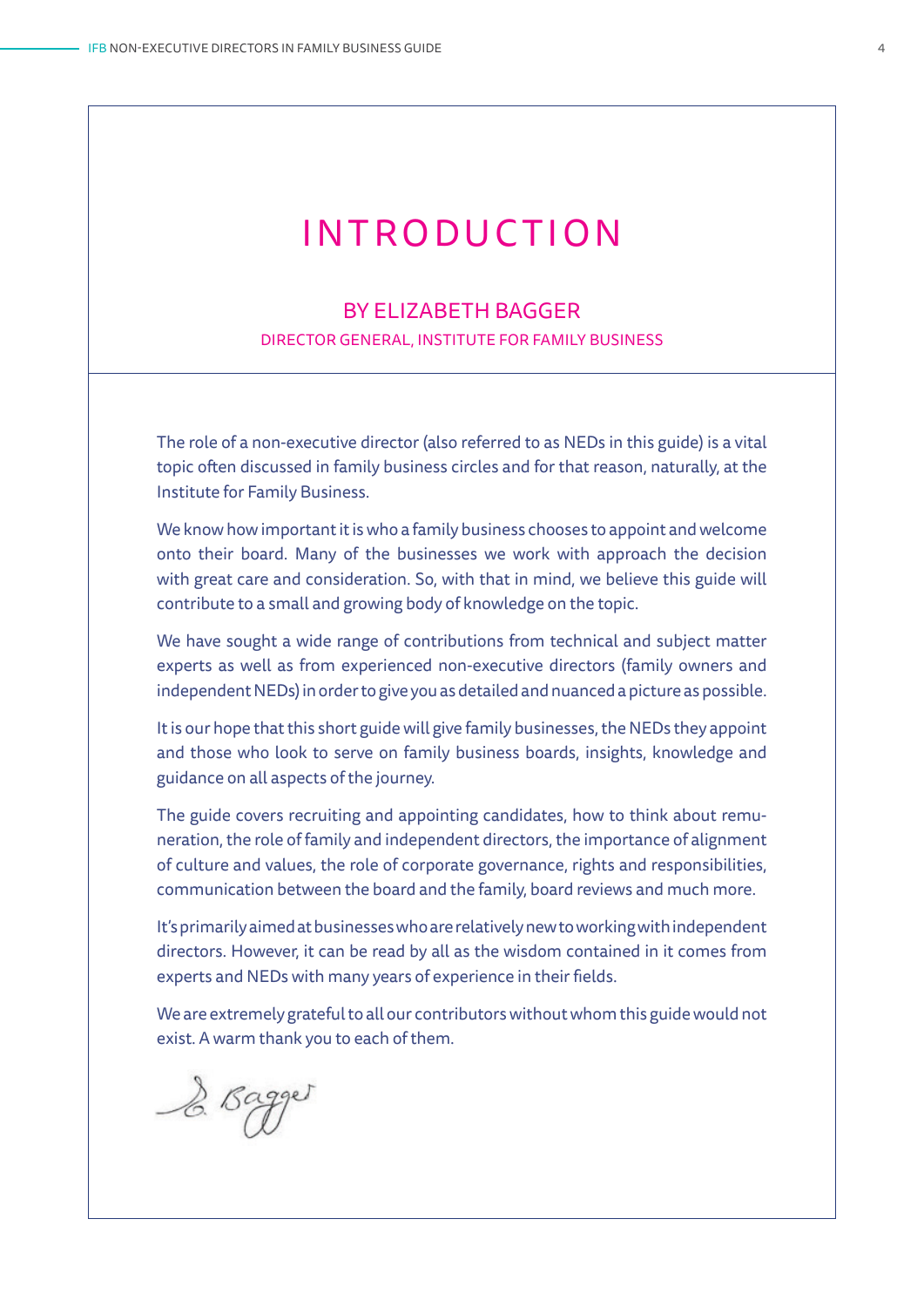# INTRODUCTION

## BY ELIZABETH BAGGER

DIRECTOR GENERAL, INSTITUTE FOR FAMILY BUSINESS

The role of a non-executive director (also referred to as NEDs in this guide) is a vital topic often discussed in family business circles and for that reason, naturally, at the Institute for Family Business.

We know how important it is who a family business chooses to appoint and welcome onto their board. Many of the businesses we work with approach the decision with great care and consideration. So, with that in mind, we believe this guide will contribute to a small and growing body of knowledge on the topic.

We have sought a wide range of contributions from technical and subject matter experts as well as from experienced non-executive directors (family owners and independent NEDs) in order to give you as detailed and nuanced a picture as possible.

It is our hope that this short guide will give family businesses, the NEDs they appoint and those who look to serve on family business boards, insights, knowledge and guidance on all aspects of the journey.

The guide covers recruiting and appointing candidates, how to think about remuneration, the role of family and independent directors, the importance of alignment of culture and values, the role of corporate governance, rights and responsibilities, communication between the board and the family, board reviews and much more.

It's primarily aimed at businesses who are relatively new to working with independent directors. However, it can be read by all as the wisdom contained in it comes from experts and NEDs with many years of experience in their fields.

We are extremely grateful to all our contributors without whom this guide would not exist. A warm thank you to each of them.

E. Bagger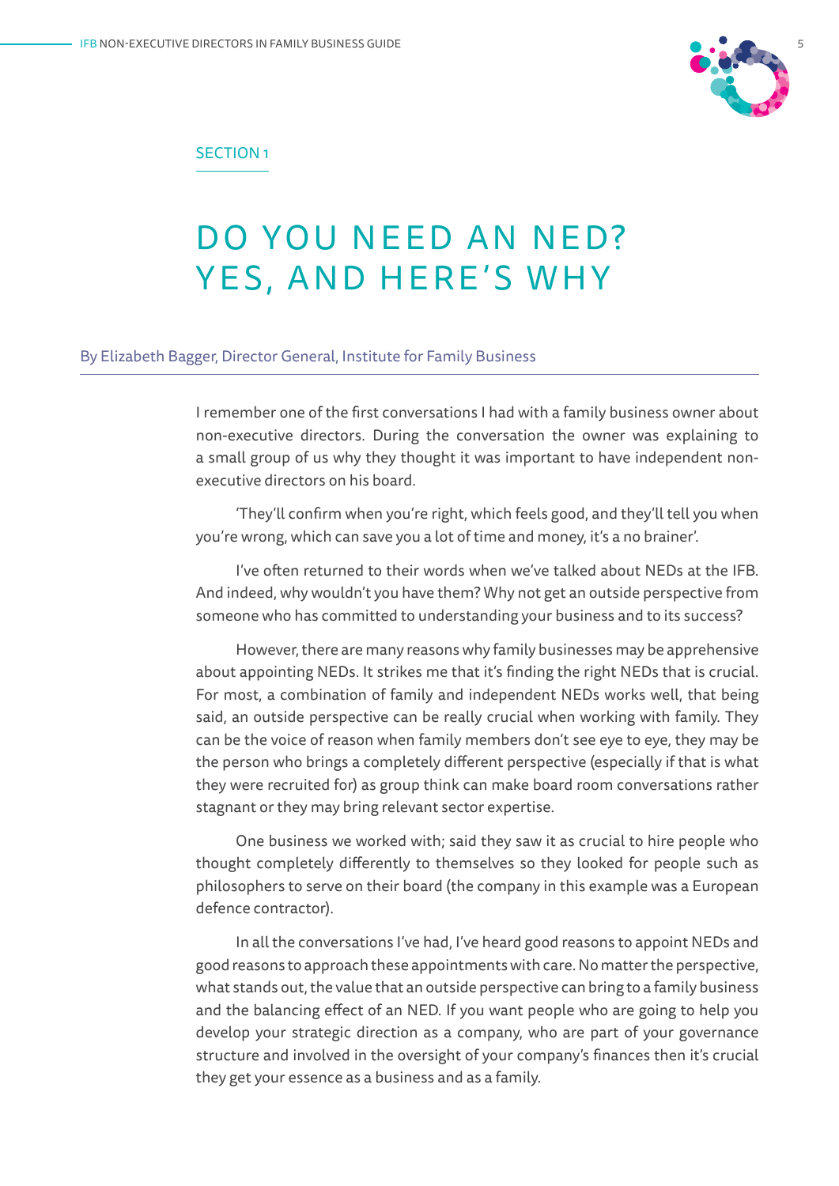SECTION 1

# DO YOU NEED AN NED? YES, AND HERE'S WHY

By Elizabeth Bagger, Director General, Institute for Family Business

I remember one of the first conversations I had with a family business owner about non-executive directors. During the conversation the owner was explaining to a small group of us why they thought it was important to have independent non-executive directors on his board.

'They'll confirm when you're right, which feels good, and they'll tell you when you're wrong, which can save you a lot of time and money, it's a no brainer'.

I've often returned to their words when we've talked about NEDs at the IFB. And indeed, why wouldn't you have them? Why not get an outside perspective from someone who has committed to understanding your business and to its success?

However, there are many reasons why family businesses may be apprehensive about appointing NEDs. It strikes me that it's finding the right NEDs that is crucial. For most, a combination of family and independent NEDs works well, that being said, an outside perspective can be really crucial when working with family. They can be the voice of reason when family members don't see eye to eye, they may be the person who brings a completely different perspective (especially if that is what they were recruited for) as group think can make board room conversations rather stagnant or they may bring relevant sector expertise.

One business we worked with; said they saw it as crucial to hire people who thought completely differently to themselves so they looked for people such as philosophers to serve on their board (the company in this example was a European defence contractor).

In all the conversations I've had, I've heard good reasons to appoint NEDs and good reasons to approach these appointments with care. No matter the perspective, what stands out, the value that an outside perspective can bring to a family business and the balancing effect of an NED. If you want people who are going to help you develop your strategic direction as a company, who are part of your governance structure and involved in the oversight of your company's finances then it's crucial they get your essence as a business and as a family.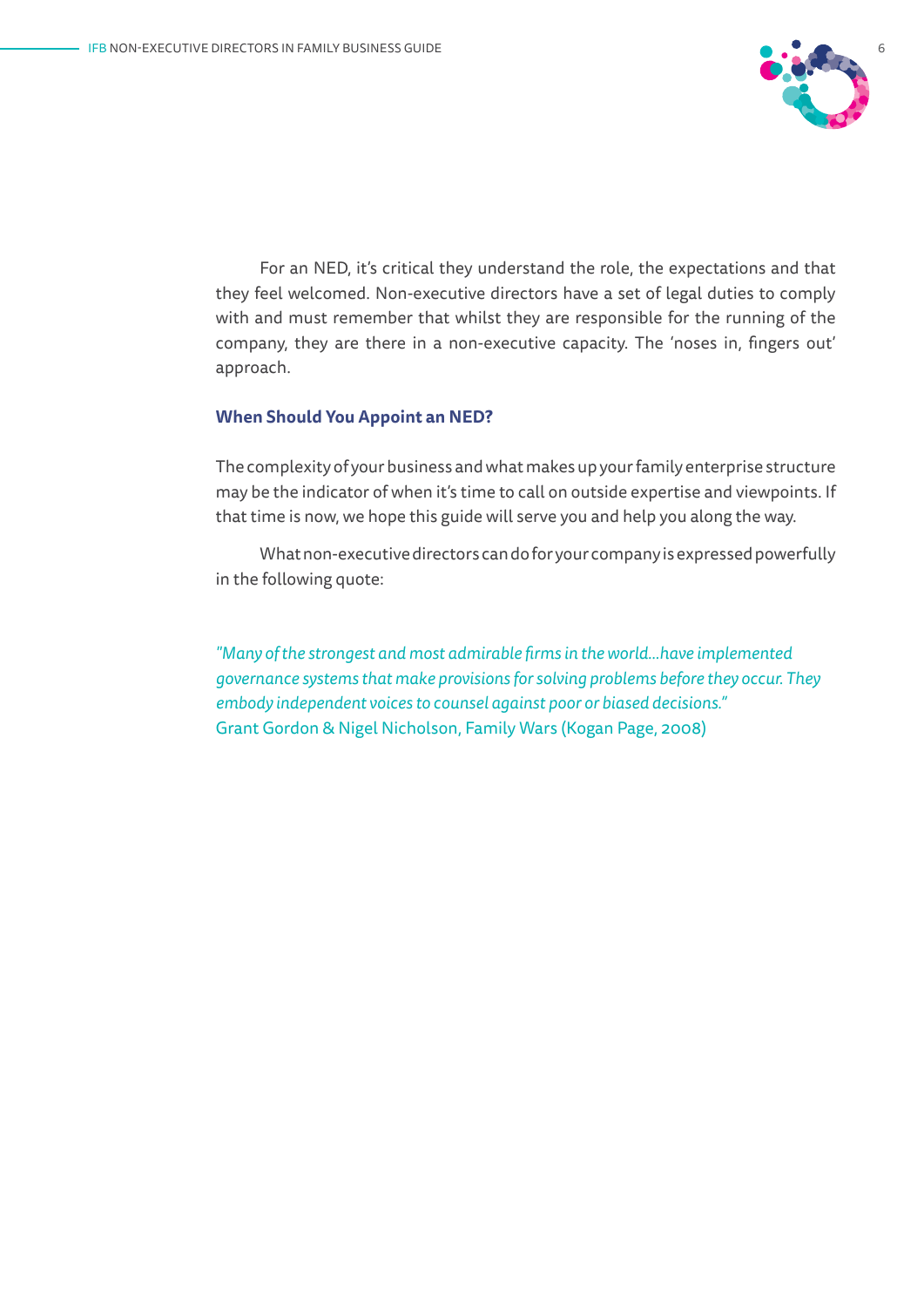For an NED, it's critical they understand the role, the expectations and that they feel welcomed. Non-executive directors have a set of legal duties to comply with and must remember that whilst they are responsible for the running of the company, they are there in a non-executive capacity. The 'noses in, fingers out' approach.

### When Should You Appoint an NED?

The complexity of your business and what makes up your family enterprise structure may be the indicator of when it's time to call on outside expertise and viewpoints. If that time is now, we hope this guide will serve you and help you along the way.

What non-executive directors can do for your company is expressed powerfully in the following quote:

*"Many of the strongest and most admirable firms in the world...have implemented governance systems that make provisions for solving problems before they occur. They embody independent voices to counsel against poor or biased decisions."*
Grant Gordon & Nigel Nicholson, Family Wars (Kogan Page, 2008)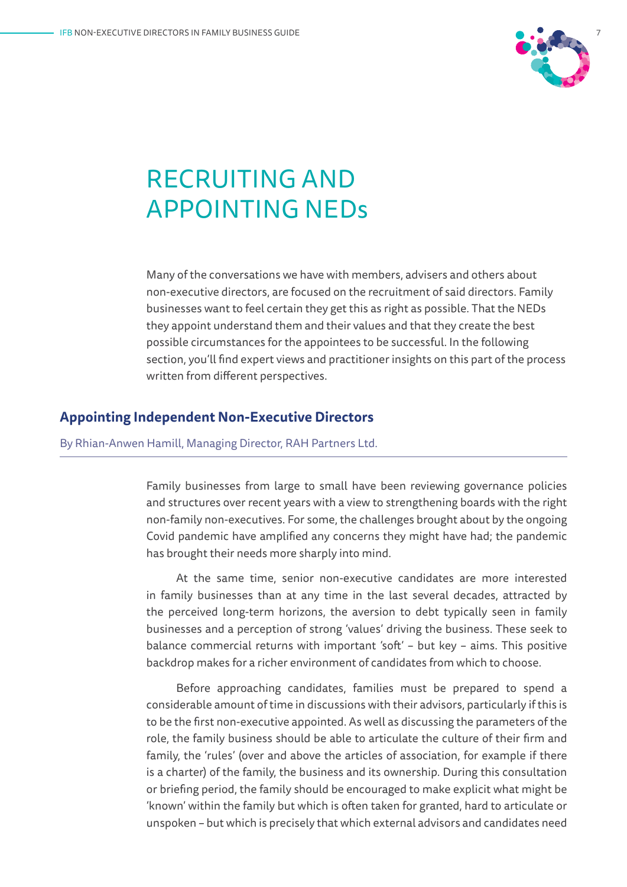# RECRUITING AND APPOINTING NEDs

Many of the conversations we have with members, advisers and others about non-executive directors, are focused on the recruitment of said directors. Family businesses want to feel certain they get this as right as possible. That the NEDs they appoint understand them and their values and that they create the best possible circumstances for the appointees to be successful. In the following section, you'll find expert views and practitioner insights on this part of the process written from different perspectives.

## Appointing Independent Non-Executive Directors

By Rhian-Anwen Hamill, Managing Director, RAH Partners Ltd.

Family businesses from large to small have been reviewing governance policies and structures over recent years with a view to strengthening boards with the right non-family non-executives. For some, the challenges brought about by the ongoing Covid pandemic have amplified any concerns they might have had; the pandemic has brought their needs more sharply into mind.

At the same time, senior non-executive candidates are more interested in family businesses than at any time in the last several decades, attracted by the perceived long-term horizons, the aversion to debt typically seen in family businesses and a perception of strong 'values' driving the business. These seek to balance commercial returns with important 'soft' – but key – aims. This positive backdrop makes for a richer environment of candidates from which to choose.

Before approaching candidates, families must be prepared to spend a considerable amount of time in discussions with their advisors, particularly if this is to be the first non-executive appointed. As well as discussing the parameters of the role, the family business should be able to articulate the culture of their firm and family, the 'rules' (over and above the articles of association, for example if there is a charter) of the family, the business and its ownership. During this consultation or briefing period, the family should be encouraged to make explicit what might be 'known' within the family but which is often taken for granted, hard to articulate or unspoken – but which is precisely that which external advisors and candidates need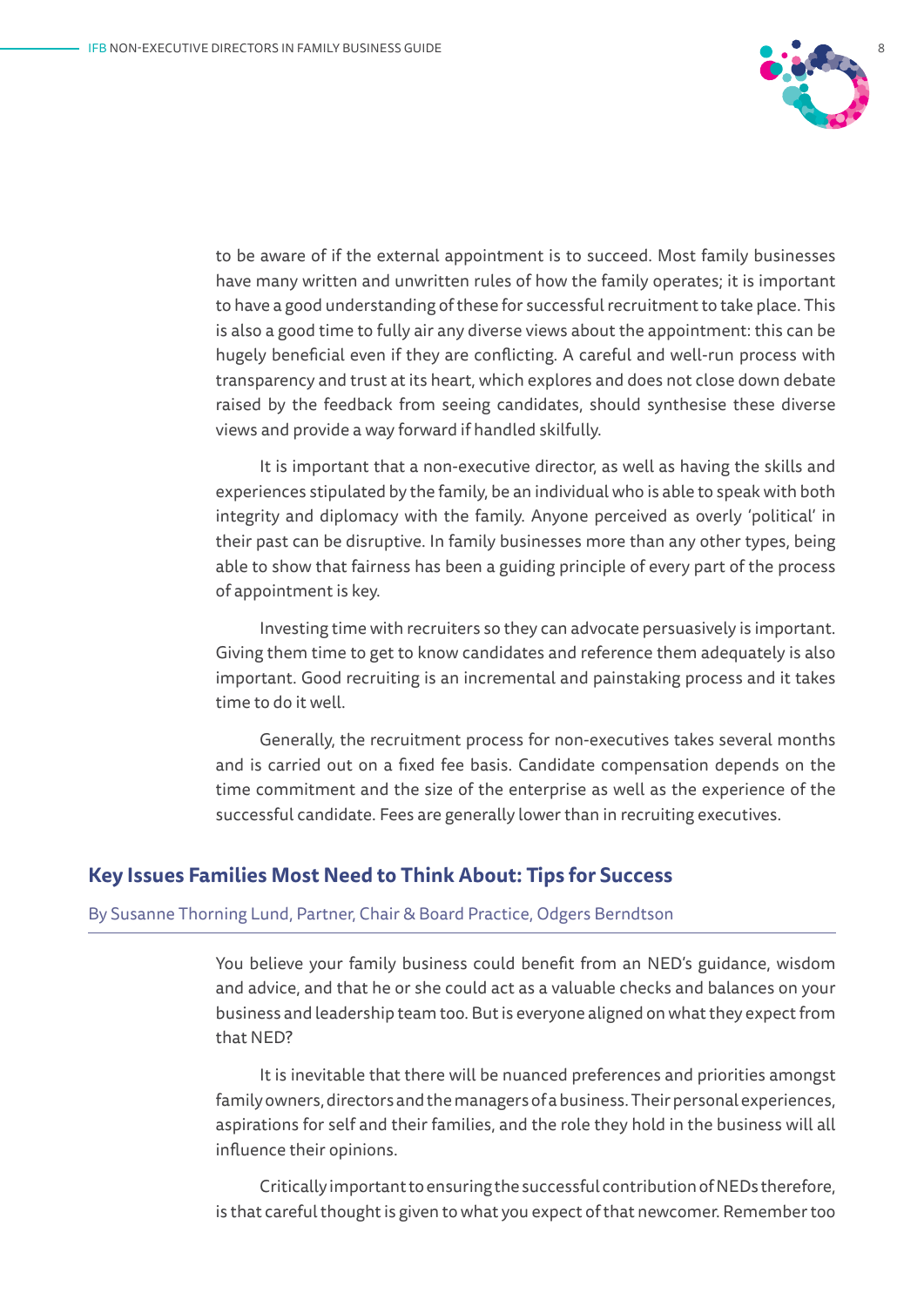to be aware of if the external appointment is to succeed. Most family businesses have many written and unwritten rules of how the family operates; it is important to have a good understanding of these for successful recruitment to take place. This is also a good time to fully air any diverse views about the appointment: this can be hugely beneficial even if they are conflicting. A careful and well-run process with transparency and trust at its heart, which explores and does not close down debate raised by the feedback from seeing candidates, should synthesise these diverse views and provide a way forward if handled skilfully.

It is important that a non-executive director, as well as having the skills and experiences stipulated by the family, be an individual who is able to speak with both integrity and diplomacy with the family. Anyone perceived as overly 'political' in their past can be disruptive. In family businesses more than any other types, being able to show that fairness has been a guiding principle of every part of the process of appointment is key.

Investing time with recruiters so they can advocate persuasively is important. Giving them time to get to know candidates and reference them adequately is also important. Good recruiting is an incremental and painstaking process and it takes time to do it well.

Generally, the recruitment process for non-executives takes several months and is carried out on a fixed fee basis. Candidate compensation depends on the time commitment and the size of the enterprise as well as the experience of the successful candidate. Fees are generally lower than in recruiting executives.

## Key Issues Families Most Need to Think About: Tips for Success

By Susanne Thorning Lund, Partner, Chair & Board Practice, Odgers Berndtson

You believe your family business could benefit from an NED's guidance, wisdom and advice, and that he or she could act as a valuable checks and balances on your business and leadership team too. But is everyone aligned on what they expect from that NED?

It is inevitable that there will be nuanced preferences and priorities amongst family owners, directors and the managers of a business. Their personal experiences, aspirations for self and their families, and the role they hold in the business will all influence their opinions.

Critically important to ensuring the successful contribution of NEDs therefore, is that careful thought is given to what you expect of that newcomer. Remember too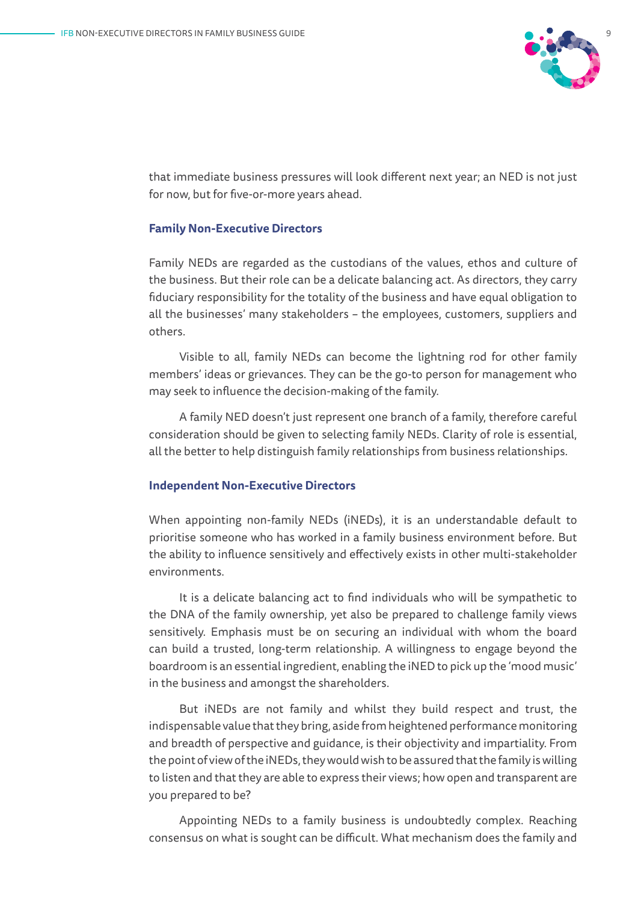that immediate business pressures will look different next year; an NED is not just for now, but for five-or-more years ahead.

### Family Non-Executive Directors

Family NEDs are regarded as the custodians of the values, ethos and culture of the business. But their role can be a delicate balancing act. As directors, they carry fiduciary responsibility for the totality of the business and have equal obligation to all the businesses' many stakeholders – the employees, customers, suppliers and others.

Visible to all, family NEDs can become the lightning rod for other family members' ideas or grievances. They can be the go-to person for management who may seek to influence the decision-making of the family.

A family NED doesn't just represent one branch of a family, therefore careful consideration should be given to selecting family NEDs. Clarity of role is essential, all the better to help distinguish family relationships from business relationships.

### Independent Non-Executive Directors

When appointing non-family NEDs (iNEDs), it is an understandable default to prioritise someone who has worked in a family business environment before. But the ability to influence sensitively and effectively exists in other multi-stakeholder environments.

It is a delicate balancing act to find individuals who will be sympathetic to the DNA of the family ownership, yet also be prepared to challenge family views sensitively. Emphasis must be on securing an individual with whom the board can build a trusted, long-term relationship. A willingness to engage beyond the boardroom is an essential ingredient, enabling the iNED to pick up the 'mood music' in the business and amongst the shareholders.

But iNEDs are not family and whilst they build respect and trust, the indispensable value that they bring, aside from heightened performance monitoring and breadth of perspective and guidance, is their objectivity and impartiality. From the point of view of the iNEDs, they would wish to be assured that the family is willing to listen and that they are able to express their views; how open and transparent are you prepared to be?

Appointing NEDs to a family business is undoubtedly complex. Reaching consensus on what is sought can be difficult. What mechanism does the family and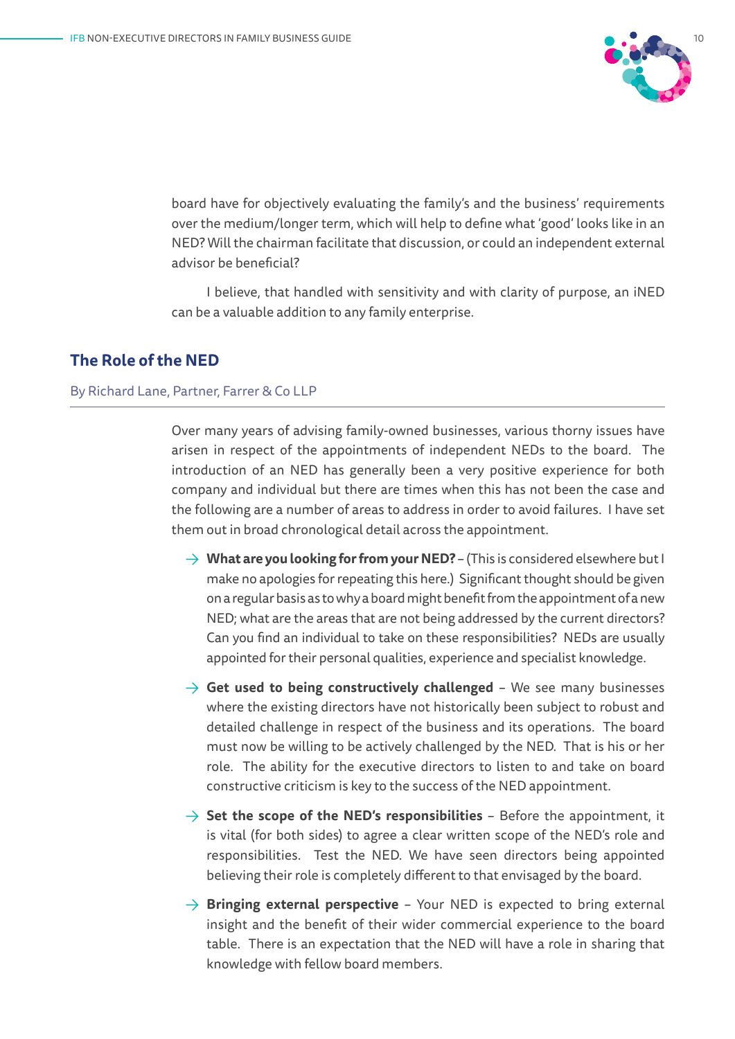board have for objectively evaluating the family's and the business' requirements over the medium/longer term, which will help to define what 'good' looks like in an NED? Will the chairman facilitate that discussion, or could an independent external advisor be beneficial?

I believe, that handled with sensitivity and with clarity of purpose, an iNED can be a valuable addition to any family enterprise.

## The Role of the NED

By Richard Lane, Partner, Farrer & Co LLP

Over many years of advising family-owned businesses, various thorny issues have arisen in respect of the appointments of independent NEDs to the board. The introduction of an NED has generally been a very positive experience for both company and individual but there are times when this has not been the case and the following are a number of areas to address in order to avoid failures. I have set them out in broad chronological detail across the appointment.

- **What are you looking for from your NED?** – (This is considered elsewhere but I make no apologies for repeating this here.) Significant thought should be given on a regular basis as to why a board might benefit from the appointment of a new NED; what are the areas that are not being addressed by the current directors? Can you find an individual to take on these responsibilities? NEDs are usually appointed for their personal qualities, experience and specialist knowledge.

- **Get used to being constructively challenged** – We see many businesses where the existing directors have not historically been subject to robust and detailed challenge in respect of the business and its operations. The board must now be willing to be actively challenged by the NED. That is his or her role. The ability for the executive directors to listen to and take on board constructive criticism is key to the success of the NED appointment.

- **Set the scope of the NED's responsibilities** – Before the appointment, it is vital (for both sides) to agree a clear written scope of the NED's role and responsibilities. Test the NED. We have seen directors being appointed believing their role is completely different to that envisaged by the board.

- **Bringing external perspective** – Your NED is expected to bring external insight and the benefit of their wider commercial experience to the board table. There is an expectation that the NED will have a role in sharing that knowledge with fellow board members.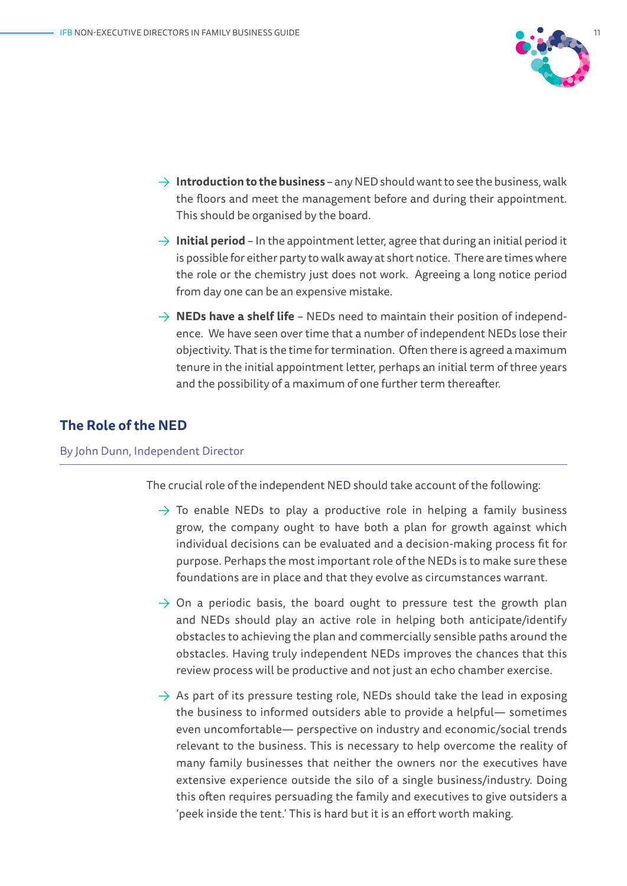- **Introduction to the business** – any NED should want to see the business, walk the floors and meet the management before and during their appointment. This should be organised by the board.

- **Initial period** – In the appointment letter, agree that during an initial period it is possible for either party to walk away at short notice. There are times where the role or the chemistry just does not work. Agreeing a long notice period from day one can be an expensive mistake.

- **NEDs have a shelf life** – NEDs need to maintain their position of independence. We have seen over time that a number of independent NEDs lose their objectivity. That is the time for termination. Often there is agreed a maximum tenure in the initial appointment letter, perhaps an initial term of three years and the possibility of a maximum of one further term thereafter.

## The Role of the NED

By John Dunn, Independent Director

The crucial role of the independent NED should take account of the following:

- To enable NEDs to play a productive role in helping a family business grow, the company ought to have both a plan for growth against which individual decisions can be evaluated and a decision-making process fit for purpose. Perhaps the most important role of the NEDs is to make sure these foundations are in place and that they evolve as circumstances warrant.

- On a periodic basis, the board ought to pressure test the growth plan and NEDs should play an active role in helping both anticipate/identify obstacles to achieving the plan and commercially sensible paths around the obstacles. Having truly independent NEDs improves the chances that this review process will be productive and not just an echo chamber exercise.

- As part of its pressure testing role, NEDs should take the lead in exposing the business to informed outsiders able to provide a helpful— sometimes even uncomfortable— perspective on industry and economic/social trends relevant to the business. This is necessary to help overcome the reality of many family businesses that neither the owners nor the executives have extensive experience outside the silo of a single business/industry. Doing this often requires persuading the family and executives to give outsiders a 'peek inside the tent.' This is hard but it is an effort worth making.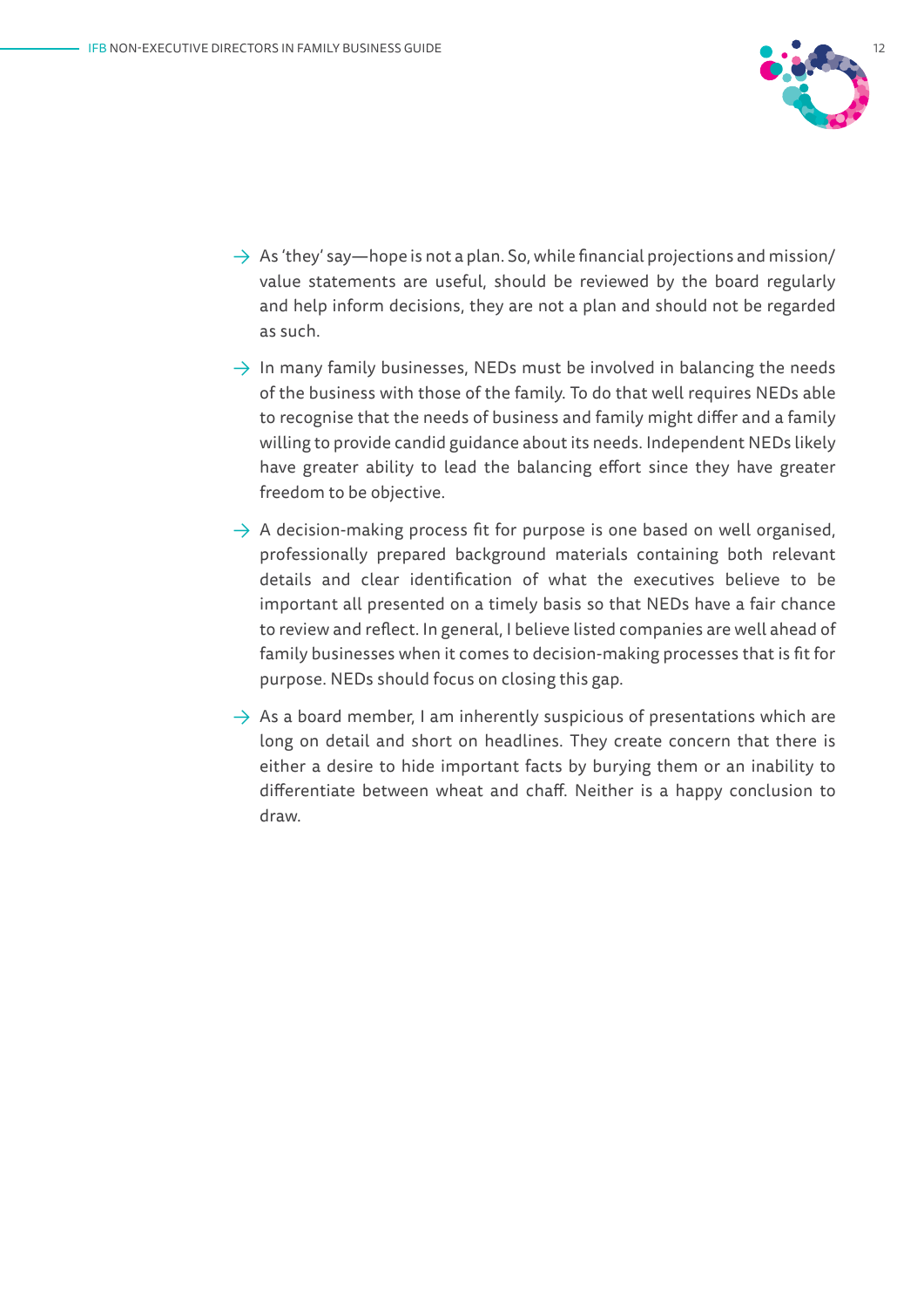- As 'they' say—hope is not a plan. So, while financial projections and mission/value statements are useful, should be reviewed by the board regularly and help inform decisions, they are not a plan and should not be regarded as such.
- In many family businesses, NEDs must be involved in balancing the needs of the business with those of the family. To do that well requires NEDs able to recognise that the needs of business and family might differ and a family willing to provide candid guidance about its needs. Independent NEDs likely have greater ability to lead the balancing effort since they have greater freedom to be objective.
- A decision-making process fit for purpose is one based on well organised, professionally prepared background materials containing both relevant details and clear identification of what the executives believe to be important all presented on a timely basis so that NEDs have a fair chance to review and reflect. In general, I believe listed companies are well ahead of family businesses when it comes to decision-making processes that is fit for purpose. NEDs should focus on closing this gap.
- As a board member, I am inherently suspicious of presentations which are long on detail and short on headlines. They create concern that there is either a desire to hide important facts by burying them or an inability to differentiate between wheat and chaff. Neither is a happy conclusion to draw.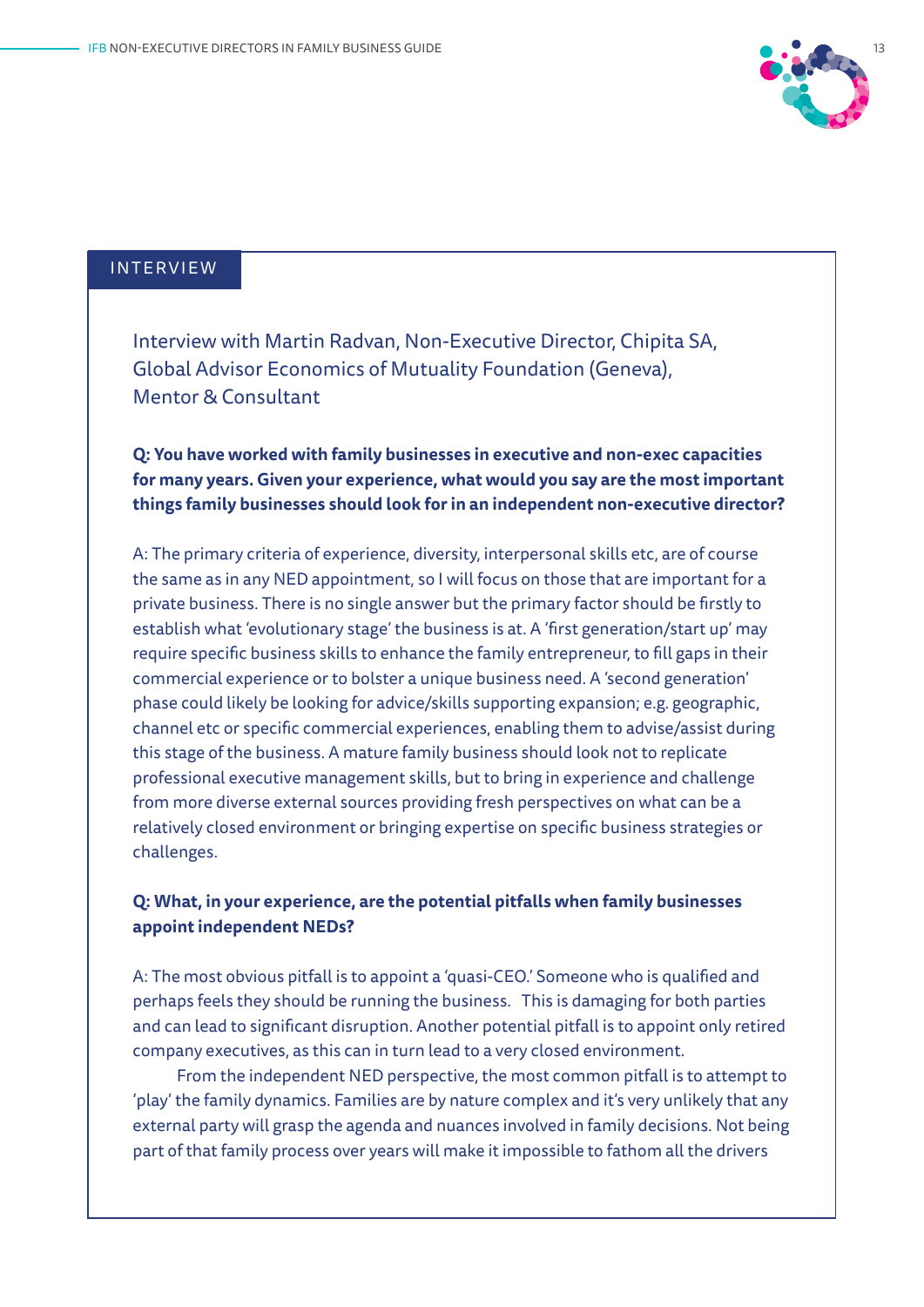INTERVIEW

## Interview with Martin Radvan, Non-Executive Director, Chipita SA, Global Advisor Economics of Mutuality Foundation (Geneva), Mentor & Consultant

**Q: You have worked with family businesses in executive and non-exec capacities for many years. Given your experience, what would you say are the most important things family businesses should look for in an independent non-executive director?**

A: The primary criteria of experience, diversity, interpersonal skills etc, are of course the same as in any NED appointment, so I will focus on those that are important for a private business. There is no single answer but the primary factor should be firstly to establish what 'evolutionary stage' the business is at. A 'first generation/start up' may require specific business skills to enhance the family entrepreneur, to fill gaps in their commercial experience or to bolster a unique business need. A 'second generation' phase could likely be looking for advice/skills supporting expansion; e.g. geographic, channel etc or specific commercial experiences, enabling them to advise/assist during this stage of the business. A mature family business should look not to replicate professional executive management skills, but to bring in experience and challenge from more diverse external sources providing fresh perspectives on what can be a relatively closed environment or bringing expertise on specific business strategies or challenges.

**Q: What, in your experience, are the potential pitfalls when family businesses appoint independent NEDs?**

A: The most obvious pitfall is to appoint a 'quasi-CEO.' Someone who is qualified and perhaps feels they should be running the business. This is damaging for both parties and can lead to significant disruption. Another potential pitfall is to appoint only retired company executives, as this can in turn lead to a very closed environment.

From the independent NED perspective, the most common pitfall is to attempt to 'play' the family dynamics. Families are by nature complex and it's very unlikely that any external party will grasp the agenda and nuances involved in family decisions. Not being part of that family process over years will make it impossible to fathom all the drivers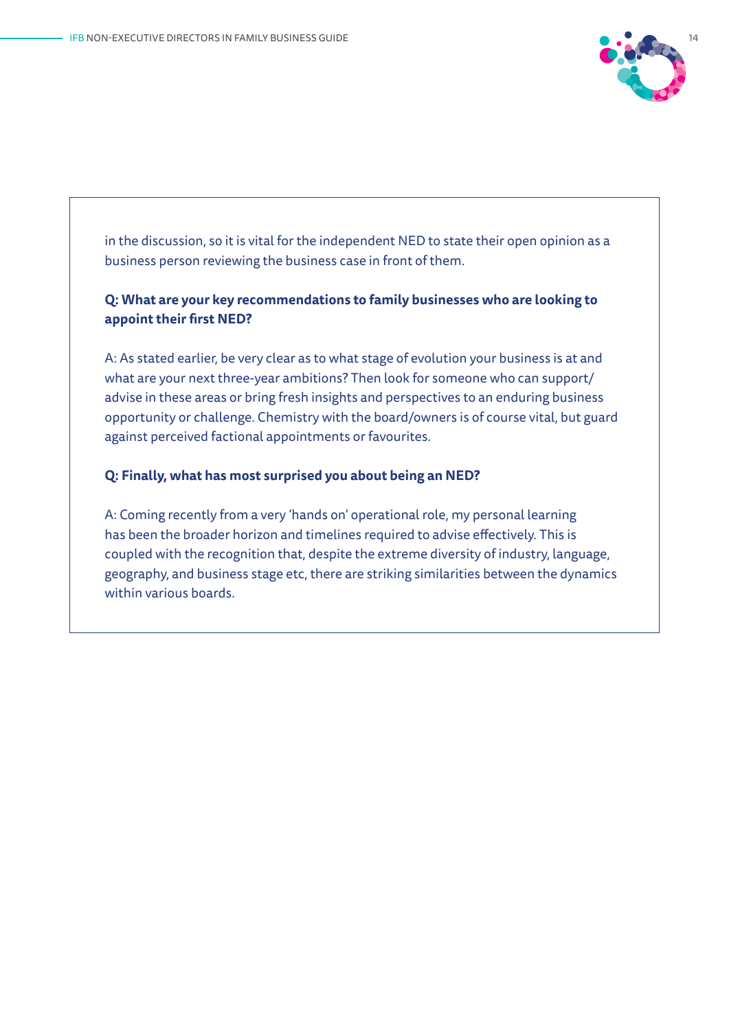in the discussion, so it is vital for the independent NED to state their open opinion as a business person reviewing the business case in front of them.

**Q: What are your key recommendations to family businesses who are looking to appoint their first NED?**

A: As stated earlier, be very clear as to what stage of evolution your business is at and what are your next three-year ambitions? Then look for someone who can support/ advise in these areas or bring fresh insights and perspectives to an enduring business opportunity or challenge. Chemistry with the board/owners is of course vital, but guard against perceived factional appointments or favourites.

**Q: Finally, what has most surprised you about being an NED?**

A: Coming recently from a very 'hands on' operational role, my personal learning has been the broader horizon and timelines required to advise effectively. This is coupled with the recognition that, despite the extreme diversity of industry, language, geography, and business stage etc, there are striking similarities between the dynamics within various boards.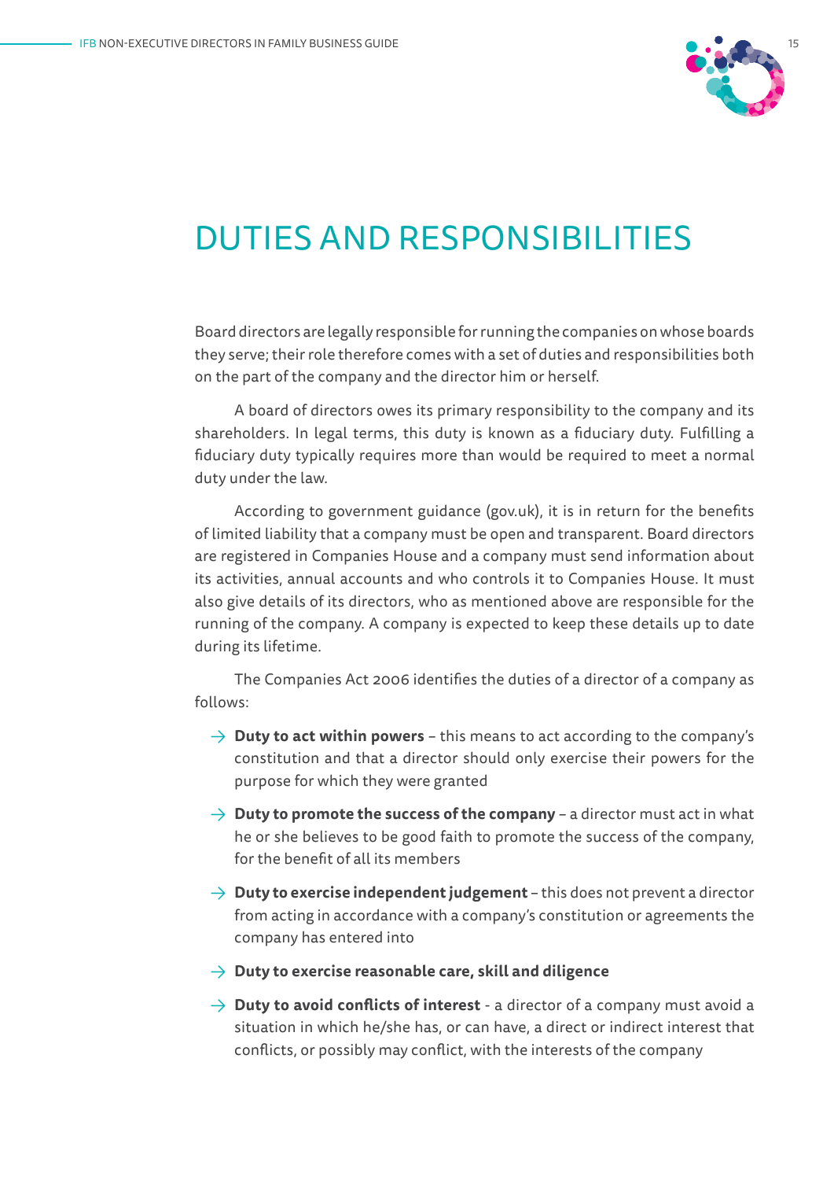# DUTIES AND RESPONSIBILITIES

Board directors are legally responsible for running the companies on whose boards they serve; their role therefore comes with a set of duties and responsibilities both on the part of the company and the director him or herself.

A board of directors owes its primary responsibility to the company and its shareholders. In legal terms, this duty is known as a fiduciary duty. Fulfilling a fiduciary duty typically requires more than would be required to meet a normal duty under the law.

According to government guidance (gov.uk), it is in return for the benefits of limited liability that a company must be open and transparent. Board directors are registered in Companies House and a company must send information about its activities, annual accounts and who controls it to Companies House. It must also give details of its directors, who as mentioned above are responsible for the running of the company. A company is expected to keep these details up to date during its lifetime.

The Companies Act 2006 identifies the duties of a director of a company as follows:

- **Duty to act within powers** – this means to act according to the company's constitution and that a director should only exercise their powers for the purpose for which they were granted
- **Duty to promote the success of the company** – a director must act in what he or she believes to be good faith to promote the success of the company, for the benefit of all its members
- **Duty to exercise independent judgement** – this does not prevent a director from acting in accordance with a company's constitution or agreements the company has entered into
- **Duty to exercise reasonable care, skill and diligence**
- **Duty to avoid conflicts of interest** - a director of a company must avoid a situation in which he/she has, or can have, a direct or indirect interest that conflicts, or possibly may conflict, with the interests of the company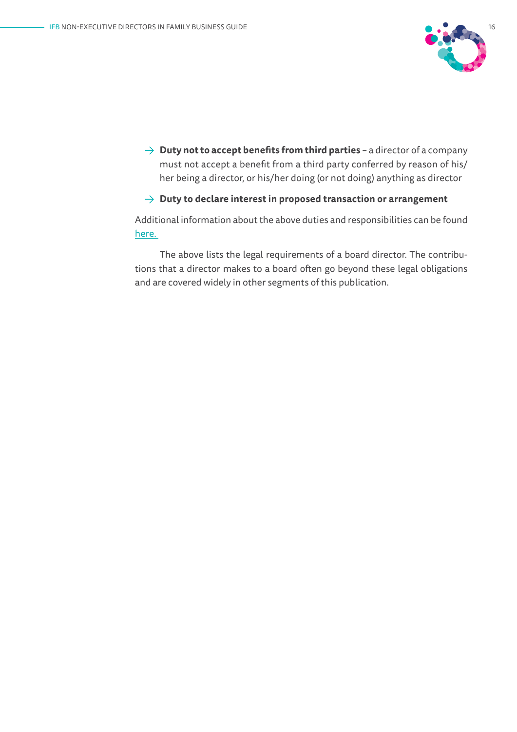- **Duty not to accept benefits from third parties** – a director of a company must not accept a benefit from a third party conferred by reason of his/her being a director, or his/her doing (or not doing) anything as director
- **Duty to declare interest in proposed transaction or arrangement**

Additional information about the above duties and responsibilities can be found here.

The above lists the legal requirements of a board director. The contributions that a director makes to a board often go beyond these legal obligations and are covered widely in other segments of this publication.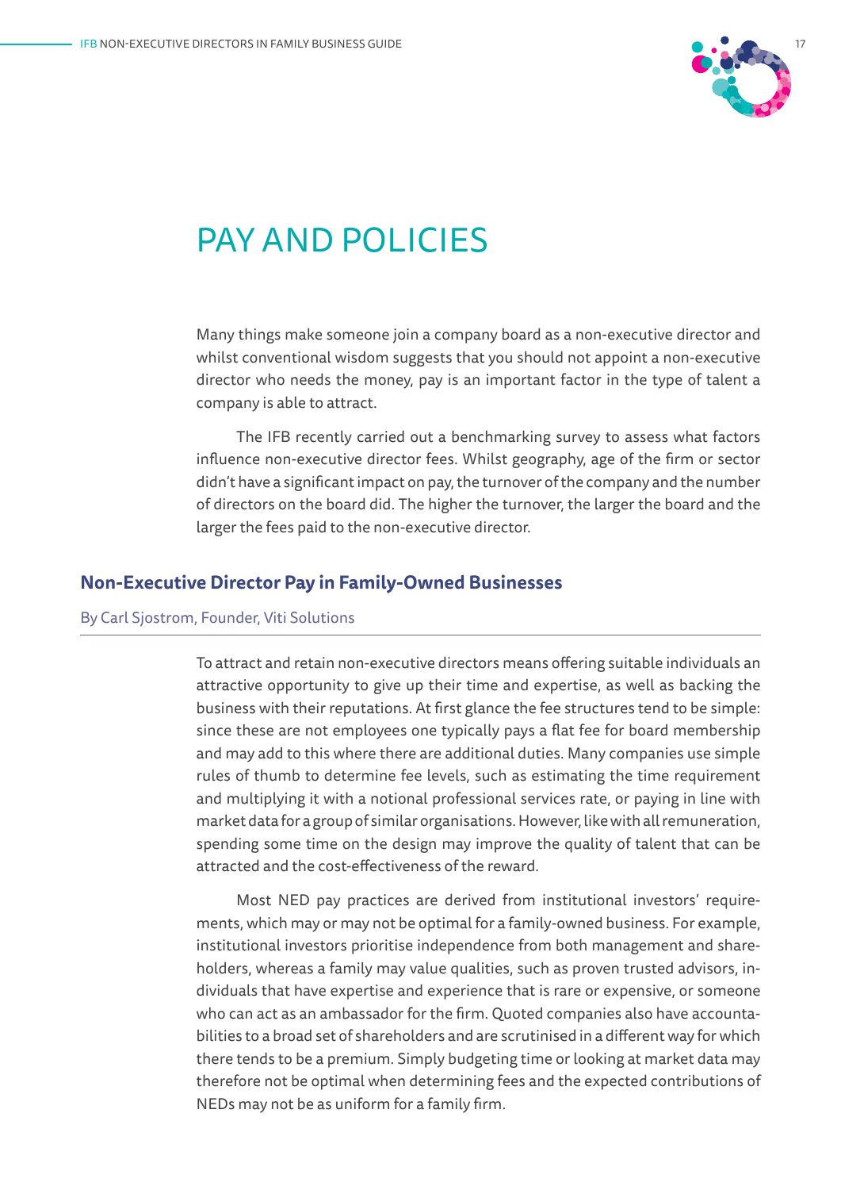# PAY AND POLICIES

Many things make someone join a company board as a non-executive director and whilst conventional wisdom suggests that you should not appoint a non-executive director who needs the money, pay is an important factor in the type of talent a company is able to attract.

The IFB recently carried out a benchmarking survey to assess what factors influence non-executive director fees. Whilst geography, age of the firm or sector didn't have a significant impact on pay, the turnover of the company and the number of directors on the board did. The higher the turnover, the larger the board and the larger the fees paid to the non-executive director.

## Non-Executive Director Pay in Family-Owned Businesses

By Carl Sjostrom, Founder, Viti Solutions

To attract and retain non-executive directors means offering suitable individuals an attractive opportunity to give up their time and expertise, as well as backing the business with their reputations. At first glance the fee structures tend to be simple: since these are not employees one typically pays a flat fee for board membership and may add to this where there are additional duties. Many companies use simple rules of thumb to determine fee levels, such as estimating the time requirement and multiplying it with a notional professional services rate, or paying in line with market data for a group of similar organisations. However, like with all remuneration, spending some time on the design may improve the quality of talent that can be attracted and the cost-effectiveness of the reward.

Most NED pay practices are derived from institutional investors' requirements, which may or may not be optimal for a family-owned business. For example, institutional investors prioritise independence from both management and shareholders, whereas a family may value qualities, such as proven trusted advisors, individuals that have expertise and experience that is rare or expensive, or someone who can act as an ambassador for the firm. Quoted companies also have accountabilities to a broad set of shareholders and are scrutinised in a different way for which there tends to be a premium. Simply budgeting time or looking at market data may therefore not be optimal when determining fees and the expected contributions of NEDs may not be as uniform for a family firm.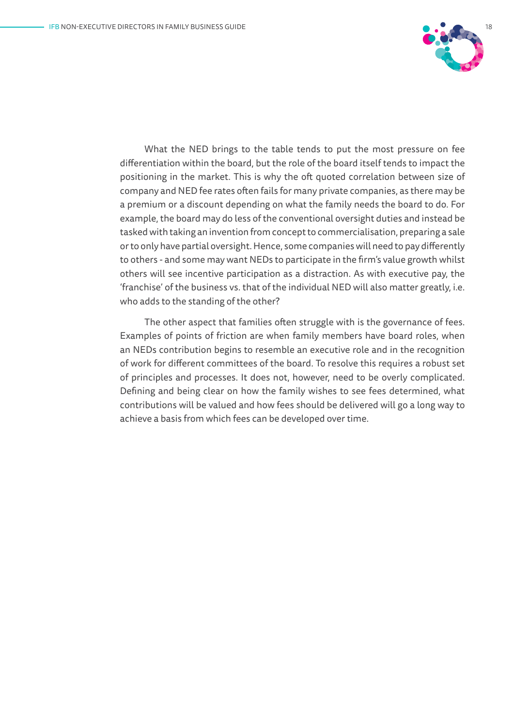What the NED brings to the table tends to put the most pressure on fee differentiation within the board, but the role of the board itself tends to impact the positioning in the market. This is why the oft quoted correlation between size of company and NED fee rates often fails for many private companies, as there may be a premium or a discount depending on what the family needs the board to do. For example, the board may do less of the conventional oversight duties and instead be tasked with taking an invention from concept to commercialisation, preparing a sale or to only have partial oversight. Hence, some companies will need to pay differently to others - and some may want NEDs to participate in the firm's value growth whilst others will see incentive participation as a distraction. As with executive pay, the 'franchise' of the business vs. that of the individual NED will also matter greatly, i.e. who adds to the standing of the other?

The other aspect that families often struggle with is the governance of fees. Examples of points of friction are when family members have board roles, when an NEDs contribution begins to resemble an executive role and in the recognition of work for different committees of the board. To resolve this requires a robust set of principles and processes. It does not, however, need to be overly complicated. Defining and being clear on how the family wishes to see fees determined, what contributions will be valued and how fees should be delivered will go a long way to achieve a basis from which fees can be developed over time.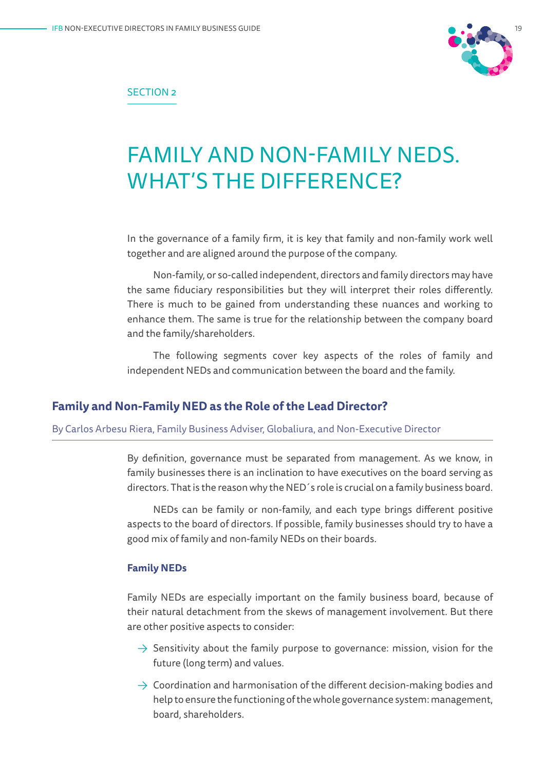SECTION 2

# FAMILY AND NON-FAMILY NEDS. WHAT'S THE DIFFERENCE?

In the governance of a family firm, it is key that family and non-family work well together and are aligned around the purpose of the company.

Non-family, or so-called independent, directors and family directors may have the same fiduciary responsibilities but they will interpret their roles differently. There is much to be gained from understanding these nuances and working to enhance them. The same is true for the relationship between the company board and the family/shareholders.

The following segments cover key aspects of the roles of family and independent NEDs and communication between the board and the family.

## Family and Non-Family NED as the Role of the Lead Director?

By Carlos Arbesu Riera, Family Business Adviser, Globaliura, and Non-Executive Director

By definition, governance must be separated from management. As we know, in family businesses there is an inclination to have executives on the board serving as directors. That is the reason why the NED´s role is crucial on a family business board.

NEDs can be family or non-family, and each type brings different positive aspects to the board of directors. If possible, family businesses should try to have a good mix of family and non-family NEDs on their boards.

### Family NEDs

Family NEDs are especially important on the family business board, because of their natural detachment from the skews of management involvement. But there are other positive aspects to consider:

→ Sensitivity about the family purpose to governance: mission, vision for the future (long term) and values.

→ Coordination and harmonisation of the different decision-making bodies and help to ensure the functioning of the whole governance system: management, board, shareholders.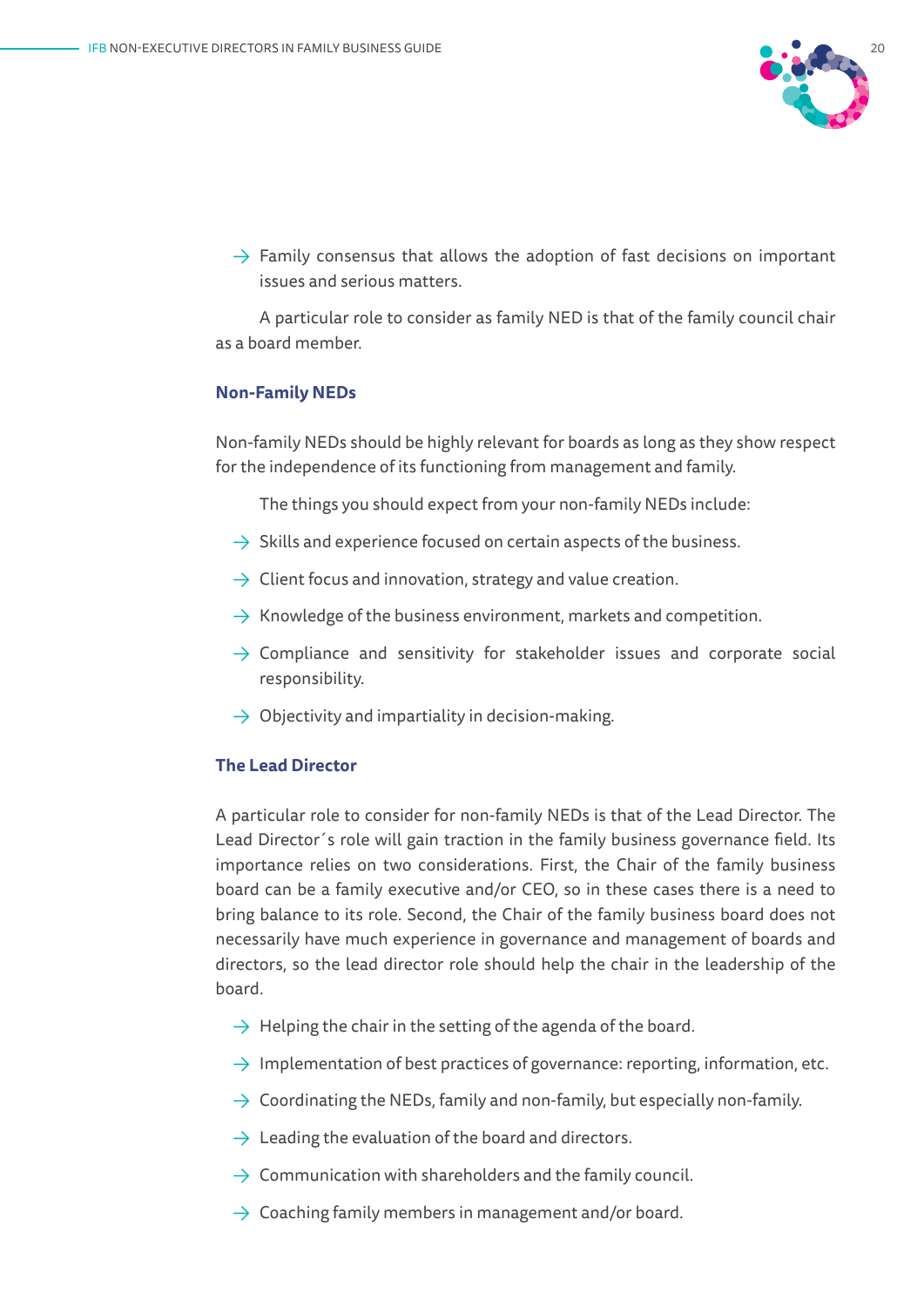- Family consensus that allows the adoption of fast decisions on important issues and serious matters.

A particular role to consider as family NED is that of the family council chair as a board member.

### Non-Family NEDs

Non-family NEDs should be highly relevant for boards as long as they show respect for the independence of its functioning from management and family.

The things you should expect from your non-family NEDs include:

- Skills and experience focused on certain aspects of the business.
- Client focus and innovation, strategy and value creation.
- Knowledge of the business environment, markets and competition.
- Compliance and sensitivity for stakeholder issues and corporate social responsibility.
- Objectivity and impartiality in decision-making.

### The Lead Director

A particular role to consider for non-family NEDs is that of the Lead Director. The Lead Director´s role will gain traction in the family business governance field. Its importance relies on two considerations. First, the Chair of the family business board can be a family executive and/or CEO, so in these cases there is a need to bring balance to its role. Second, the Chair of the family business board does not necessarily have much experience in governance and management of boards and directors, so the lead director role should help the chair in the leadership of the board.

- Helping the chair in the setting of the agenda of the board.
- Implementation of best practices of governance: reporting, information, etc.
- Coordinating the NEDs, family and non-family, but especially non-family.
- Leading the evaluation of the board and directors.
- Communication with shareholders and the family council.
- Coaching family members in management and/or board.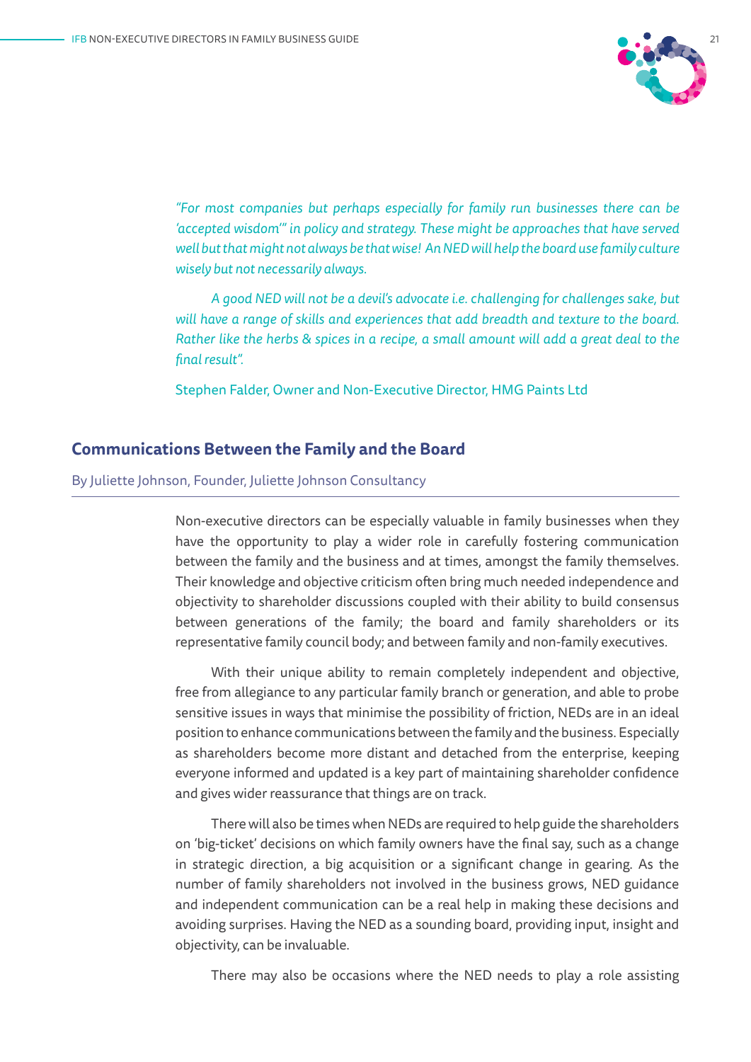*"For most companies but perhaps especially for family run businesses there can be 'accepted wisdom'" in policy and strategy. These might be approaches that have served well but that might not always be that wise! An NED will help the board use family culture wisely but not necessarily always.*

*A good NED will not be a devil's advocate i.e. challenging for challenges sake, but will have a range of skills and experiences that add breadth and texture to the board. Rather like the herbs & spices in a recipe, a small amount will add a great deal to the final result".*

Stephen Falder, Owner and Non-Executive Director, HMG Paints Ltd

## Communications Between the Family and the Board

By Juliette Johnson, Founder, Juliette Johnson Consultancy

Non-executive directors can be especially valuable in family businesses when they have the opportunity to play a wider role in carefully fostering communication between the family and the business and at times, amongst the family themselves. Their knowledge and objective criticism often bring much needed independence and objectivity to shareholder discussions coupled with their ability to build consensus between generations of the family; the board and family shareholders or its representative family council body; and between family and non-family executives.

With their unique ability to remain completely independent and objective, free from allegiance to any particular family branch or generation, and able to probe sensitive issues in ways that minimise the possibility of friction, NEDs are in an ideal position to enhance communications between the family and the business. Especially as shareholders become more distant and detached from the enterprise, keeping everyone informed and updated is a key part of maintaining shareholder confidence and gives wider reassurance that things are on track.

There will also be times when NEDs are required to help guide the shareholders on 'big-ticket' decisions on which family owners have the final say, such as a change in strategic direction, a big acquisition or a significant change in gearing. As the number of family shareholders not involved in the business grows, NED guidance and independent communication can be a real help in making these decisions and avoiding surprises. Having the NED as a sounding board, providing input, insight and objectivity, can be invaluable.

There may also be occasions where the NED needs to play a role assisting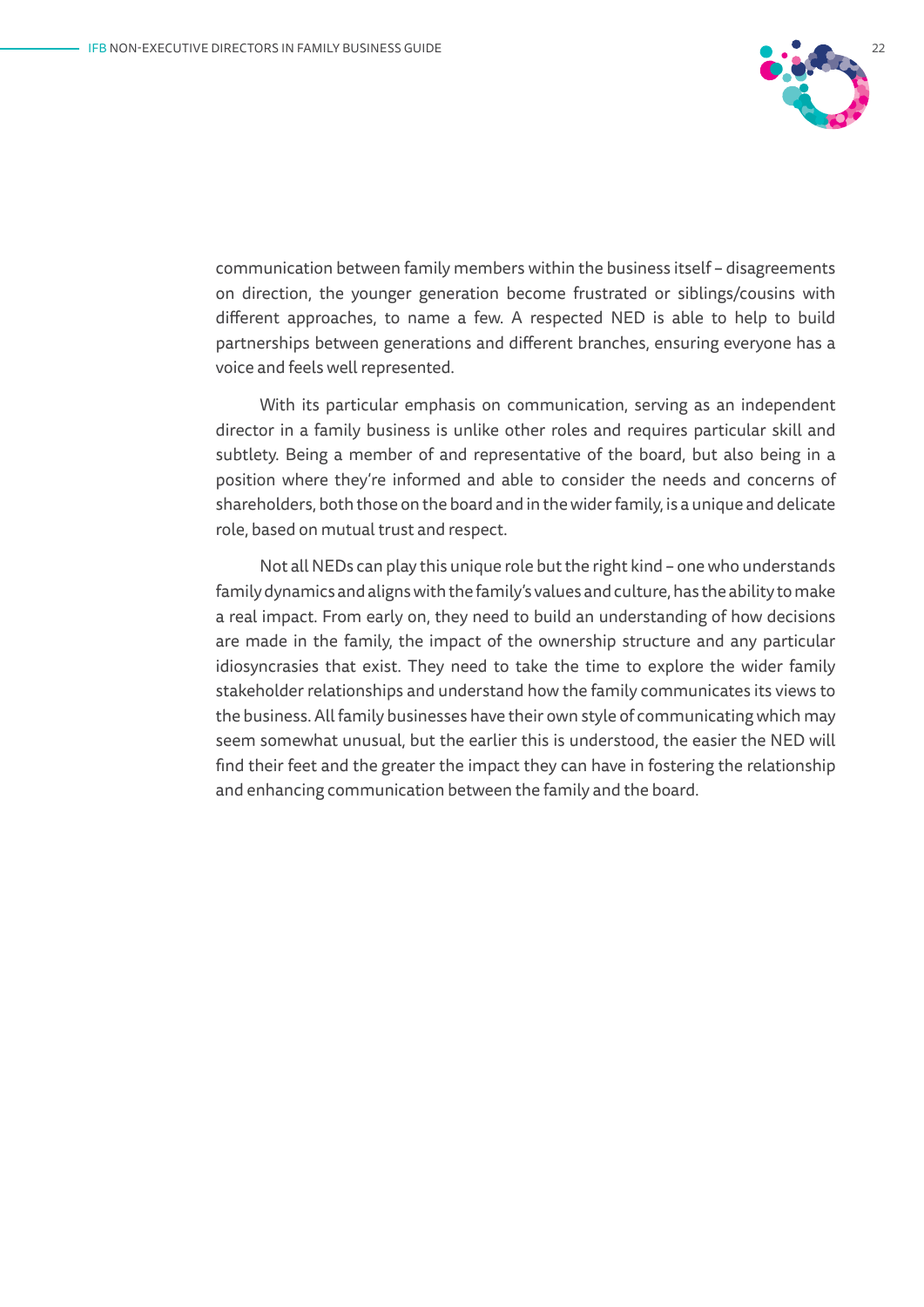communication between family members within the business itself – disagreements on direction, the younger generation become frustrated or siblings/cousins with different approaches, to name a few. A respected NED is able to help to build partnerships between generations and different branches, ensuring everyone has a voice and feels well represented.

With its particular emphasis on communication, serving as an independent director in a family business is unlike other roles and requires particular skill and subtlety. Being a member of and representative of the board, but also being in a position where they're informed and able to consider the needs and concerns of shareholders, both those on the board and in the wider family, is a unique and delicate role, based on mutual trust and respect.

Not all NEDs can play this unique role but the right kind – one who understands family dynamics and aligns with the family's values and culture, has the ability to make a real impact. From early on, they need to build an understanding of how decisions are made in the family, the impact of the ownership structure and any particular idiosyncrasies that exist. They need to take the time to explore the wider family stakeholder relationships and understand how the family communicates its views to the business. All family businesses have their own style of communicating which may seem somewhat unusual, but the earlier this is understood, the easier the NED will find their feet and the greater the impact they can have in fostering the relationship and enhancing communication between the family and the board.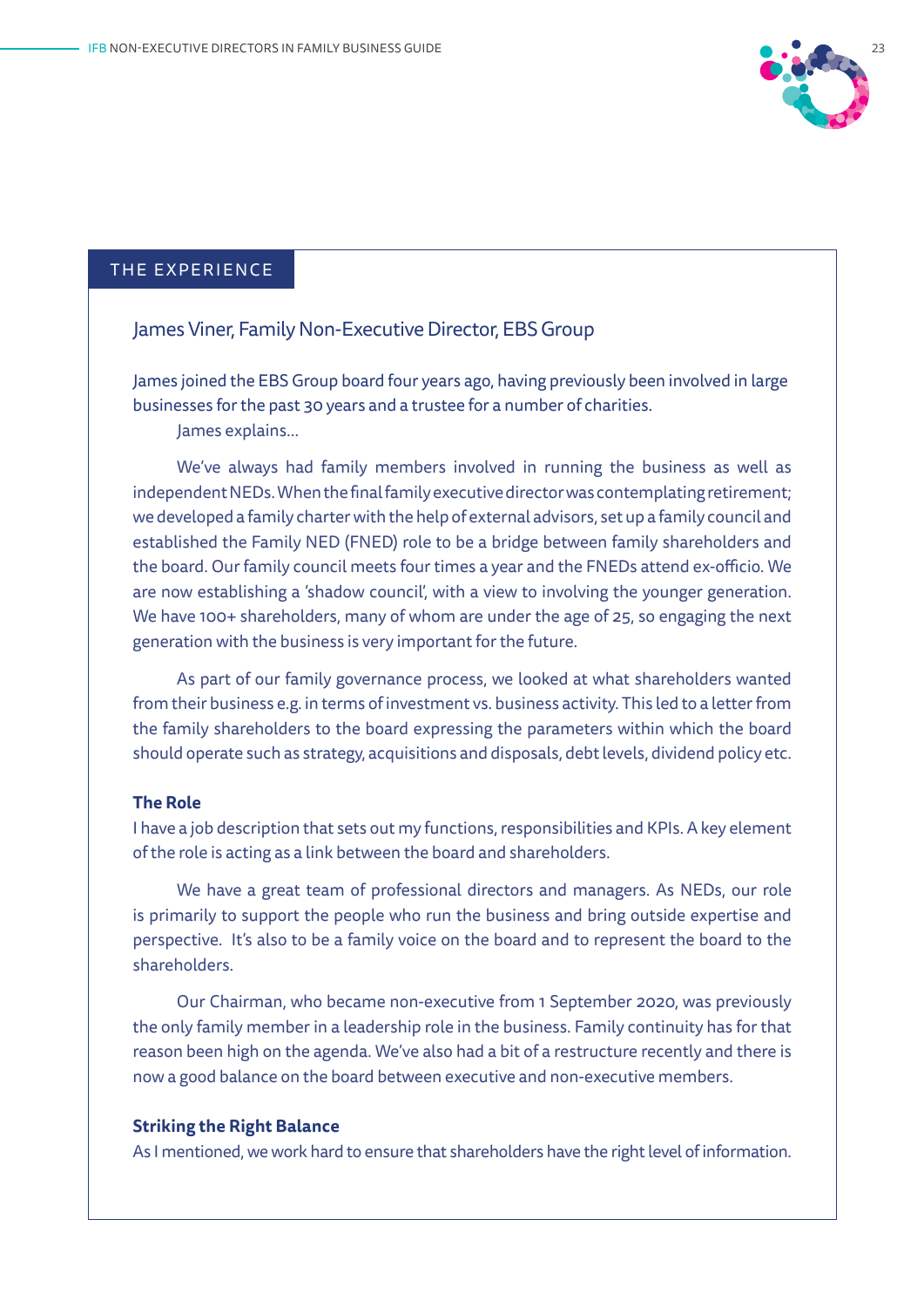## THE EXPERIENCE

### James Viner, Family Non-Executive Director, EBS Group

James joined the EBS Group board four years ago, having previously been involved in large businesses for the past 30 years and a trustee for a number of charities.

James explains...

We've always had family members involved in running the business as well as independent NEDs. When the final family executive director was contemplating retirement; we developed a family charter with the help of external advisors, set up a family council and established the Family NED (FNED) role to be a bridge between family shareholders and the board. Our family council meets four times a year and the FNEDs attend ex-officio. We are now establishing a 'shadow council', with a view to involving the younger generation. We have 100+ shareholders, many of whom are under the age of 25, so engaging the next generation with the business is very important for the future.

As part of our family governance process, we looked at what shareholders wanted from their business e.g. in terms of investment vs. business activity. This led to a letter from the family shareholders to the board expressing the parameters within which the board should operate such as strategy, acquisitions and disposals, debt levels, dividend policy etc.

**The Role**

I have a job description that sets out my functions, responsibilities and KPIs. A key element of the role is acting as a link between the board and shareholders.

We have a great team of professional directors and managers. As NEDs, our role is primarily to support the people who run the business and bring outside expertise and perspective. It's also to be a family voice on the board and to represent the board to the shareholders.

Our Chairman, who became non-executive from 1 September 2020, was previously the only family member in a leadership role in the business. Family continuity has for that reason been high on the agenda. We've also had a bit of a restructure recently and there is now a good balance on the board between executive and non-executive members.

**Striking the Right Balance**

As I mentioned, we work hard to ensure that shareholders have the right level of information.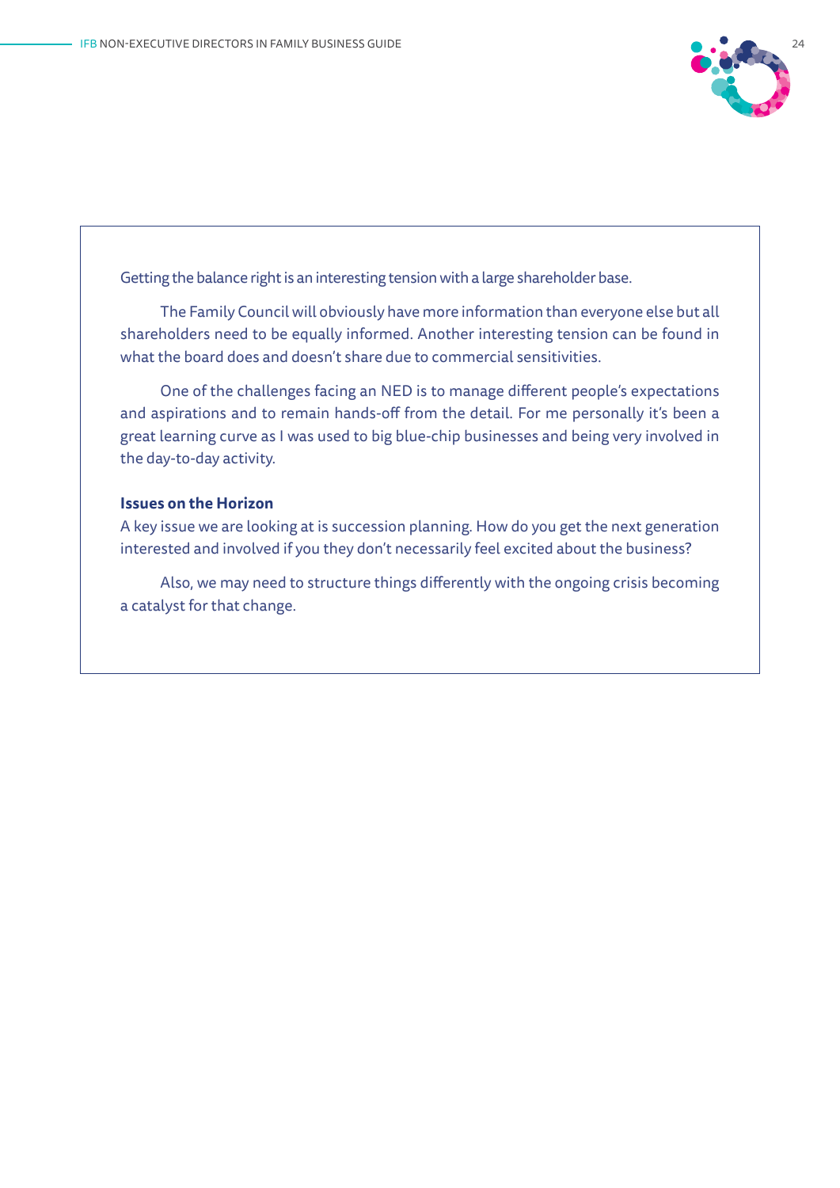Getting the balance right is an interesting tension with a large shareholder base.

The Family Council will obviously have more information than everyone else but all shareholders need to be equally informed. Another interesting tension can be found in what the board does and doesn't share due to commercial sensitivities.

One of the challenges facing an NED is to manage different people's expectations and aspirations and to remain hands-off from the detail. For me personally it's been a great learning curve as I was used to big blue-chip businesses and being very involved in the day-to-day activity.

**Issues on the Horizon**

A key issue we are looking at is succession planning. How do you get the next generation interested and involved if you they don't necessarily feel excited about the business?

Also, we may need to structure things differently with the ongoing crisis becoming a catalyst for that change.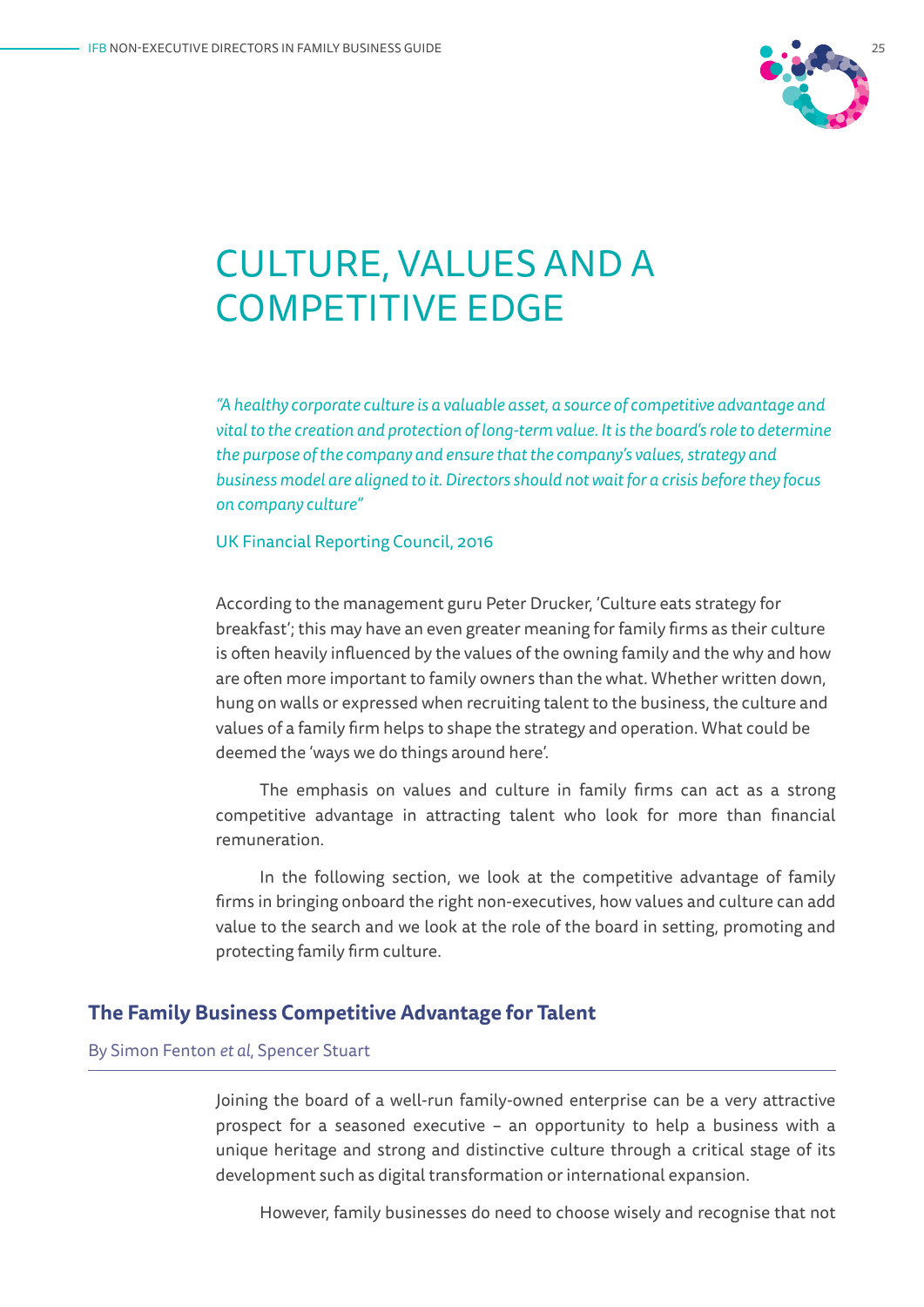# CULTURE, VALUES AND A COMPETITIVE EDGE

*"A healthy corporate culture is a valuable asset, a source of competitive advantage and vital to the creation and protection of long-term value. It is the board's role to determine the purpose of the company and ensure that the company's values, strategy and business model are aligned to it. Directors should not wait for a crisis before they focus on company culture"*

UK Financial Reporting Council, 2016

According to the management guru Peter Drucker, 'Culture eats strategy for breakfast'; this may have an even greater meaning for family firms as their culture is often heavily influenced by the values of the owning family and the why and how are often more important to family owners than the what. Whether written down, hung on walls or expressed when recruiting talent to the business, the culture and values of a family firm helps to shape the strategy and operation. What could be deemed the 'ways we do things around here'.

The emphasis on values and culture in family firms can act as a strong competitive advantage in attracting talent who look for more than financial remuneration.

In the following section, we look at the competitive advantage of family firms in bringing onboard the right non-executives, how values and culture can add value to the search and we look at the role of the board in setting, promoting and protecting family firm culture.

## The Family Business Competitive Advantage for Talent

By Simon Fenton *et al*, Spencer Stuart

Joining the board of a well-run family-owned enterprise can be a very attractive prospect for a seasoned executive – an opportunity to help a business with a unique heritage and strong and distinctive culture through a critical stage of its development such as digital transformation or international expansion.

However, family businesses do need to choose wisely and recognise that not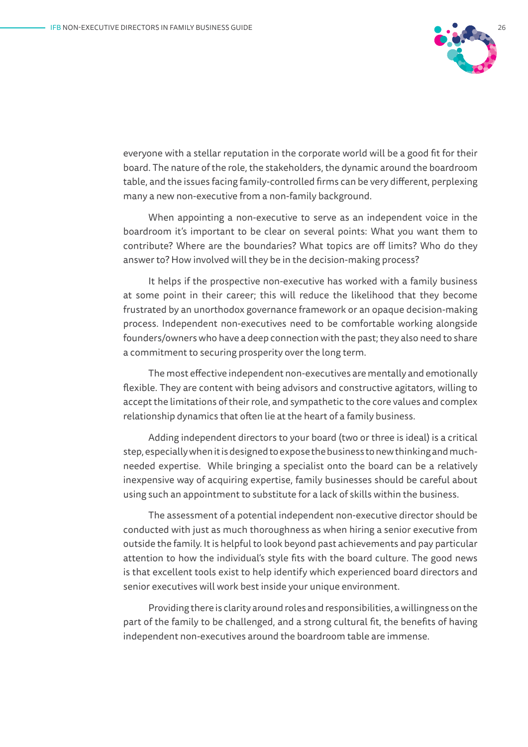everyone with a stellar reputation in the corporate world will be a good fit for their board. The nature of the role, the stakeholders, the dynamic around the boardroom table, and the issues facing family-controlled firms can be very different, perplexing many a new non-executive from a non-family background.

When appointing a non-executive to serve as an independent voice in the boardroom it's important to be clear on several points: What you want them to contribute? Where are the boundaries? What topics are off limits? Who do they answer to? How involved will they be in the decision-making process?

It helps if the prospective non-executive has worked with a family business at some point in their career; this will reduce the likelihood that they become frustrated by an unorthodox governance framework or an opaque decision-making process. Independent non-executives need to be comfortable working alongside founders/owners who have a deep connection with the past; they also need to share a commitment to securing prosperity over the long term.

The most effective independent non-executives are mentally and emotionally flexible. They are content with being advisors and constructive agitators, willing to accept the limitations of their role, and sympathetic to the core values and complex relationship dynamics that often lie at the heart of a family business.

Adding independent directors to your board (two or three is ideal) is a critical step, especially when it is designed to expose the business to new thinking and much-needed expertise. While bringing a specialist onto the board can be a relatively inexpensive way of acquiring expertise, family businesses should be careful about using such an appointment to substitute for a lack of skills within the business.

The assessment of a potential independent non-executive director should be conducted with just as much thoroughness as when hiring a senior executive from outside the family. It is helpful to look beyond past achievements and pay particular attention to how the individual's style fits with the board culture. The good news is that excellent tools exist to help identify which experienced board directors and senior executives will work best inside your unique environment.

Providing there is clarity around roles and responsibilities, a willingness on the part of the family to be challenged, and a strong cultural fit, the benefits of having independent non-executives around the boardroom table are immense.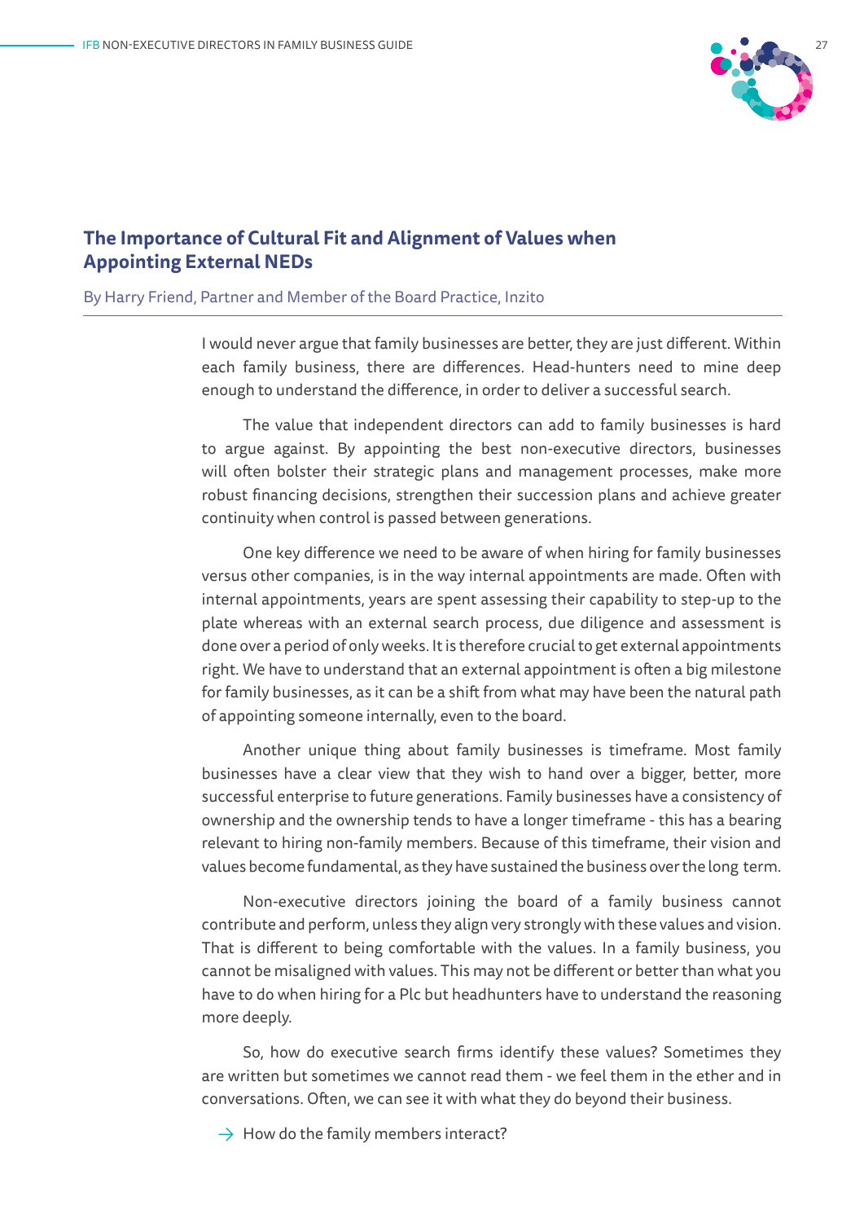## The Importance of Cultural Fit and Alignment of Values when Appointing External NEDs

By Harry Friend, Partner and Member of the Board Practice, Inzito

I would never argue that family businesses are better, they are just different. Within each family business, there are differences. Head-hunters need to mine deep enough to understand the difference, in order to deliver a successful search.

The value that independent directors can add to family businesses is hard to argue against. By appointing the best non-executive directors, businesses will often bolster their strategic plans and management processes, make more robust financing decisions, strengthen their succession plans and achieve greater continuity when control is passed between generations.

One key difference we need to be aware of when hiring for family businesses versus other companies, is in the way internal appointments are made. Often with internal appointments, years are spent assessing their capability to step-up to the plate whereas with an external search process, due diligence and assessment is done over a period of only weeks. It is therefore crucial to get external appointments right. We have to understand that an external appointment is often a big milestone for family businesses, as it can be a shift from what may have been the natural path of appointing someone internally, even to the board.

Another unique thing about family businesses is timeframe. Most family businesses have a clear view that they wish to hand over a bigger, better, more successful enterprise to future generations. Family businesses have a consistency of ownership and the ownership tends to have a longer timeframe - this has a bearing relevant to hiring non-family members. Because of this timeframe, their vision and values become fundamental, as they have sustained the business over the long term.

Non-executive directors joining the board of a family business cannot contribute and perform, unless they align very strongly with these values and vision. That is different to being comfortable with the values. In a family business, you cannot be misaligned with values. This may not be different or better than what you have to do when hiring for a Plc but headhunters have to understand the reasoning more deeply.

So, how do executive search firms identify these values? Sometimes they are written but sometimes we cannot read them - we feel them in the ether and in conversations. Often, we can see it with what they do beyond their business.

→ How do the family members interact?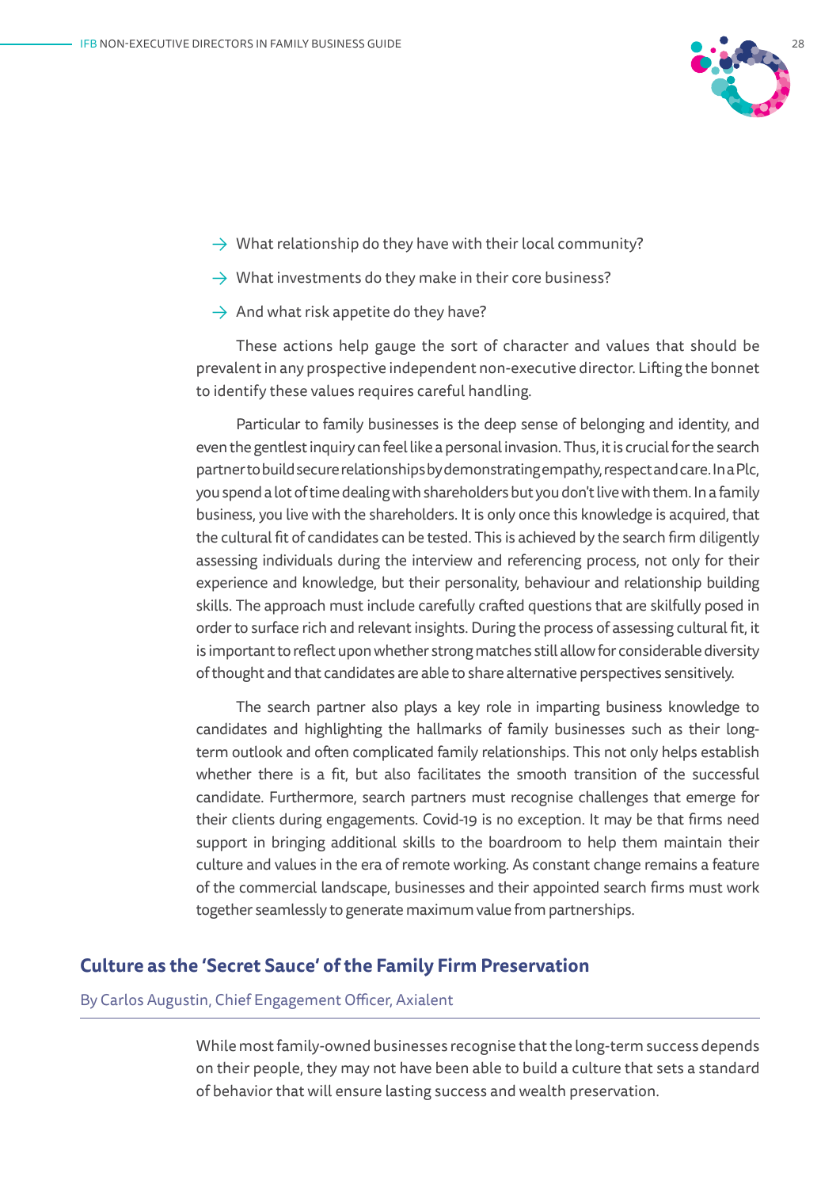- → What relationship do they have with their local community?
- → What investments do they make in their core business?
- → And what risk appetite do they have?

These actions help gauge the sort of character and values that should be prevalent in any prospective independent non-executive director. Lifting the bonnet to identify these values requires careful handling.

Particular to family businesses is the deep sense of belonging and identity, and even the gentlest inquiry can feel like a personal invasion. Thus, it is crucial for the search partner to build secure relationships by demonstrating empathy, respect and care. In a Plc, you spend a lot of time dealing with shareholders but you don't live with them. In a family business, you live with the shareholders. It is only once this knowledge is acquired, that the cultural fit of candidates can be tested. This is achieved by the search firm diligently assessing individuals during the interview and referencing process, not only for their experience and knowledge, but their personality, behaviour and relationship building skills. The approach must include carefully crafted questions that are skilfully posed in order to surface rich and relevant insights. During the process of assessing cultural fit, it is important to reflect upon whether strong matches still allow for considerable diversity of thought and that candidates are able to share alternative perspectives sensitively.

The search partner also plays a key role in imparting business knowledge to candidates and highlighting the hallmarks of family businesses such as their long-term outlook and often complicated family relationships. This not only helps establish whether there is a fit, but also facilitates the smooth transition of the successful candidate. Furthermore, search partners must recognise challenges that emerge for their clients during engagements. Covid-19 is no exception. It may be that firms need support in bringing additional skills to the boardroom to help them maintain their culture and values in the era of remote working. As constant change remains a feature of the commercial landscape, businesses and their appointed search firms must work together seamlessly to generate maximum value from partnerships.

## Culture as the 'Secret Sauce' of the Family Firm Preservation

By Carlos Augustin, Chief Engagement Officer, Axialent

---

While most family-owned businesses recognise that the long-term success depends on their people, they may not have been able to build a culture that sets a standard of behavior that will ensure lasting success and wealth preservation.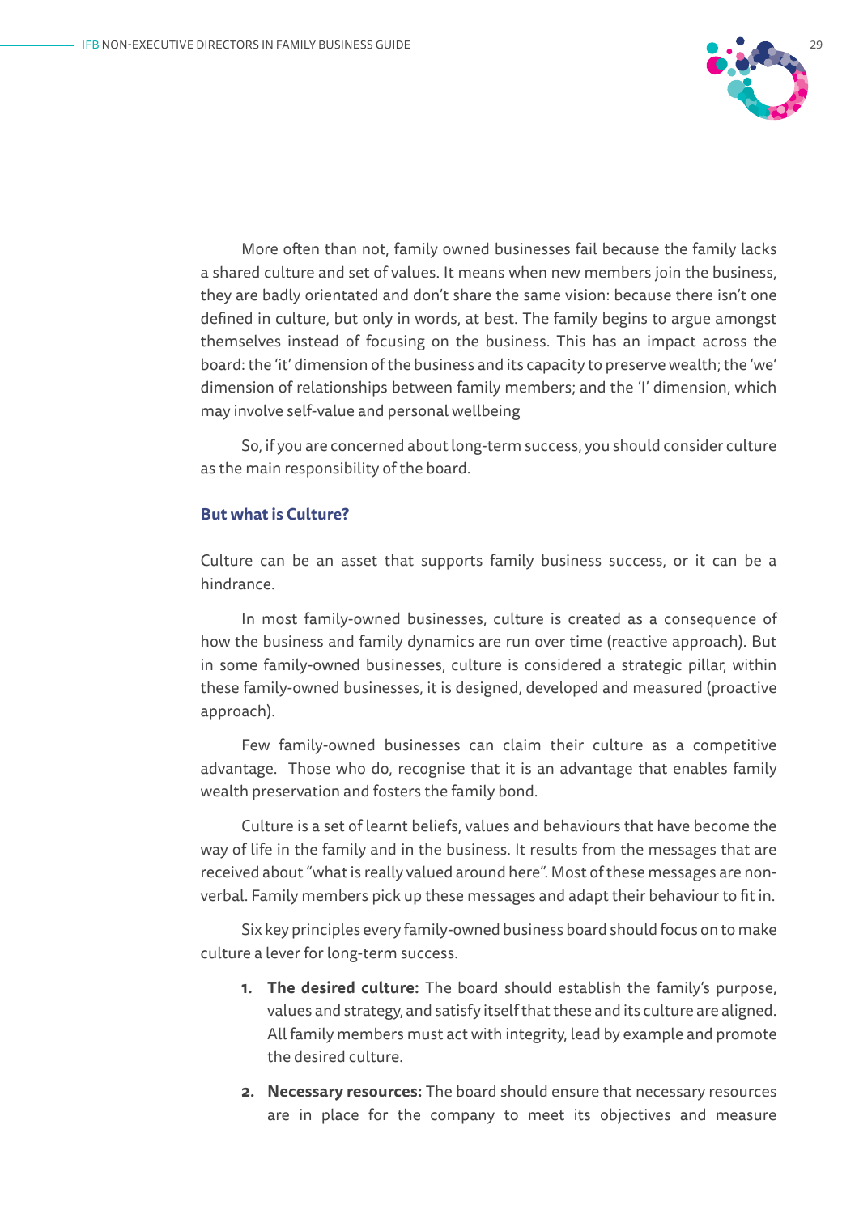More often than not, family owned businesses fail because the family lacks a shared culture and set of values. It means when new members join the business, they are badly orientated and don't share the same vision: because there isn't one defined in culture, but only in words, at best. The family begins to argue amongst themselves instead of focusing on the business. This has an impact across the board: the 'it' dimension of the business and its capacity to preserve wealth; the 'we' dimension of relationships between family members; and the 'I' dimension, which may involve self-value and personal wellbeing

So, if you are concerned about long-term success, you should consider culture as the main responsibility of the board.

### But what is Culture?

Culture can be an asset that supports family business success, or it can be a hindrance.

In most family-owned businesses, culture is created as a consequence of how the business and family dynamics are run over time (reactive approach). But in some family-owned businesses, culture is considered a strategic pillar, within these family-owned businesses, it is designed, developed and measured (proactive approach).

Few family-owned businesses can claim their culture as a competitive advantage. Those who do, recognise that it is an advantage that enables family wealth preservation and fosters the family bond.

Culture is a set of learnt beliefs, values and behaviours that have become the way of life in the family and in the business. It results from the messages that are received about "what is really valued around here". Most of these messages are non-verbal. Family members pick up these messages and adapt their behaviour to fit in.

Six key principles every family-owned business board should focus on to make culture a lever for long-term success.

1. **The desired culture:** The board should establish the family's purpose, values and strategy, and satisfy itself that these and its culture are aligned. All family members must act with integrity, lead by example and promote the desired culture.
2. **Necessary resources:** The board should ensure that necessary resources are in place for the company to meet its objectives and measure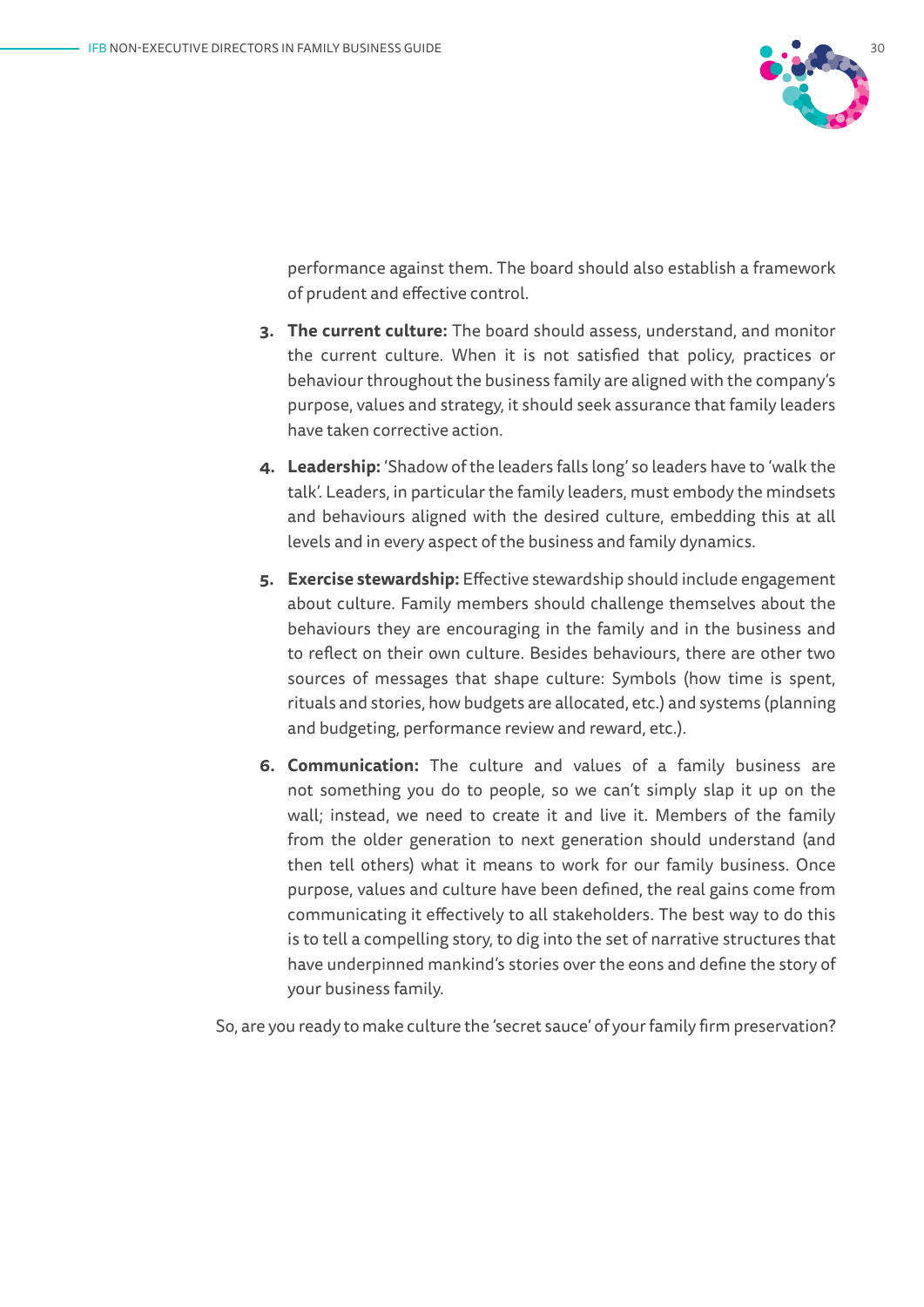performance against them. The board should also establish a framework of prudent and effective control.

3. **The current culture:** The board should assess, understand, and monitor the current culture. When it is not satisfied that policy, practices or behaviour throughout the business family are aligned with the company's purpose, values and strategy, it should seek assurance that family leaders have taken corrective action.

4. **Leadership:** 'Shadow of the leaders falls long' so leaders have to 'walk the talk'. Leaders, in particular the family leaders, must embody the mindsets and behaviours aligned with the desired culture, embedding this at all levels and in every aspect of the business and family dynamics.

5. **Exercise stewardship:** Effective stewardship should include engagement about culture. Family members should challenge themselves about the behaviours they are encouraging in the family and in the business and to reflect on their own culture. Besides behaviours, there are other two sources of messages that shape culture: Symbols (how time is spent, rituals and stories, how budgets are allocated, etc.) and systems (planning and budgeting, performance review and reward, etc.).

6. **Communication:** The culture and values of a family business are not something you do to people, so we can't simply slap it up on the wall; instead, we need to create it and live it. Members of the family from the older generation to next generation should understand (and then tell others) what it means to work for our family business. Once purpose, values and culture have been defined, the real gains come from communicating it effectively to all stakeholders. The best way to do this is to tell a compelling story, to dig into the set of narrative structures that have underpinned mankind's stories over the eons and define the story of your business family.

So, are you ready to make culture the 'secret sauce' of your family firm preservation?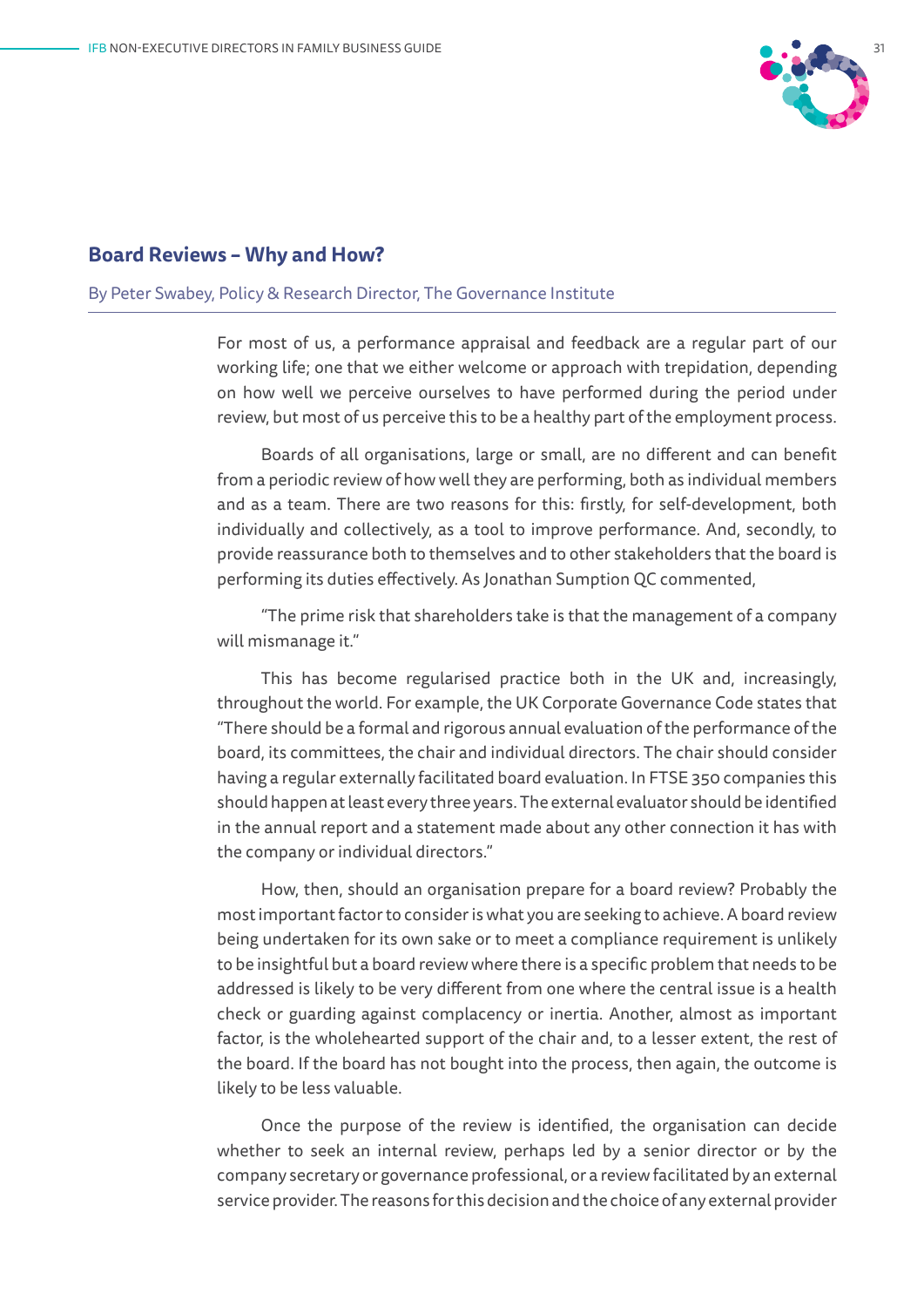## Board Reviews – Why and How?

By Peter Swabey, Policy & Research Director, The Governance Institute

For most of us, a performance appraisal and feedback are a regular part of our working life; one that we either welcome or approach with trepidation, depending on how well we perceive ourselves to have performed during the period under review, but most of us perceive this to be a healthy part of the employment process.

Boards of all organisations, large or small, are no different and can benefit from a periodic review of how well they are performing, both as individual members and as a team. There are two reasons for this: firstly, for self-development, both individually and collectively, as a tool to improve performance. And, secondly, to provide reassurance both to themselves and to other stakeholders that the board is performing its duties effectively. As Jonathan Sumption QC commented,

"The prime risk that shareholders take is that the management of a company will mismanage it."

This has become regularised practice both in the UK and, increasingly, throughout the world. For example, the UK Corporate Governance Code states that "There should be a formal and rigorous annual evaluation of the performance of the board, its committees, the chair and individual directors. The chair should consider having a regular externally facilitated board evaluation. In FTSE 350 companies this should happen at least every three years. The external evaluator should be identified in the annual report and a statement made about any other connection it has with the company or individual directors."

How, then, should an organisation prepare for a board review? Probably the most important factor to consider is what you are seeking to achieve. A board review being undertaken for its own sake or to meet a compliance requirement is unlikely to be insightful but a board review where there is a specific problem that needs to be addressed is likely to be very different from one where the central issue is a health check or guarding against complacency or inertia. Another, almost as important factor, is the wholehearted support of the chair and, to a lesser extent, the rest of the board. If the board has not bought into the process, then again, the outcome is likely to be less valuable.

Once the purpose of the review is identified, the organisation can decide whether to seek an internal review, perhaps led by a senior director or by the company secretary or governance professional, or a review facilitated by an external service provider. The reasons for this decision and the choice of any external provider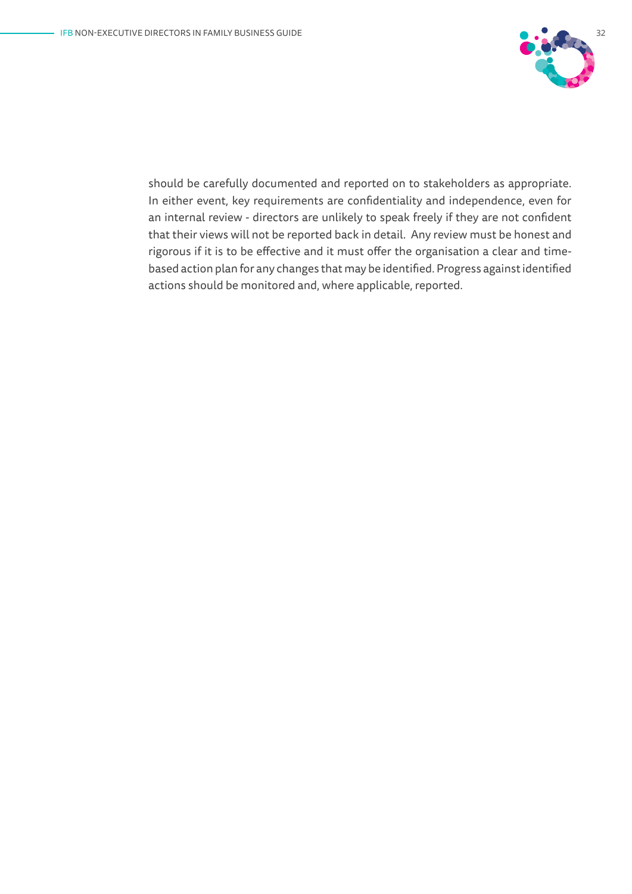should be carefully documented and reported on to stakeholders as appropriate. In either event, key requirements are confidentiality and independence, even for an internal review - directors are unlikely to speak freely if they are not confident that their views will not be reported back in detail. Any review must be honest and rigorous if it is to be effective and it must offer the organisation a clear and time-based action plan for any changes that may be identified. Progress against identified actions should be monitored and, where applicable, reported.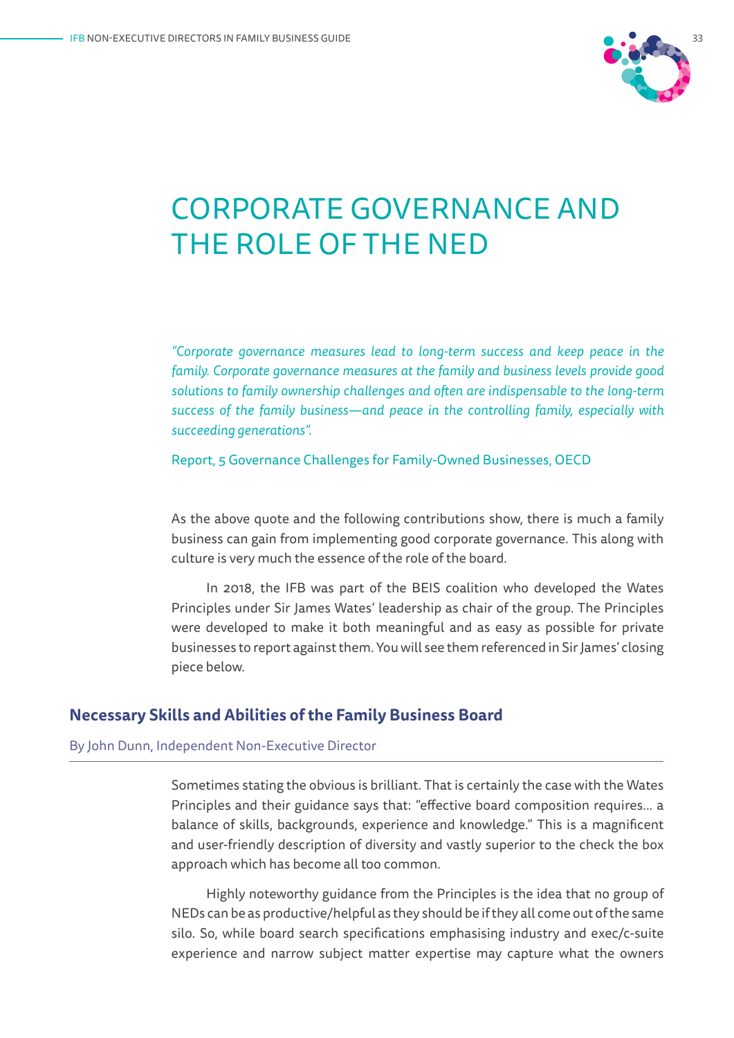# CORPORATE GOVERNANCE AND THE ROLE OF THE NED

*"Corporate governance measures lead to long-term success and keep peace in the family. Corporate governance measures at the family and business levels provide good solutions to family ownership challenges and often are indispensable to the long-term success of the family business—and peace in the controlling family, especially with succeeding generations".*

Report, 5 Governance Challenges for Family-Owned Businesses, OECD

As the above quote and the following contributions show, there is much a family business can gain from implementing good corporate governance. This along with culture is very much the essence of the role of the board.

In 2018, the IFB was part of the BEIS coalition who developed the Wates Principles under Sir James Wates' leadership as chair of the group. The Principles were developed to make it both meaningful and as easy as possible for private businesses to report against them. You will see them referenced in Sir James' closing piece below.

## Necessary Skills and Abilities of the Family Business Board

By John Dunn, Independent Non-Executive Director

Sometimes stating the obvious is brilliant. That is certainly the case with the Wates Principles and their guidance says that: "effective board composition requires... a balance of skills, backgrounds, experience and knowledge." This is a magnificent and user-friendly description of diversity and vastly superior to the check the box approach which has become all too common.

Highly noteworthy guidance from the Principles is the idea that no group of NEDs can be as productive/helpful as they should be if they all come out of the same silo. So, while board search specifications emphasising industry and exec/c-suite experience and narrow subject matter expertise may capture what the owners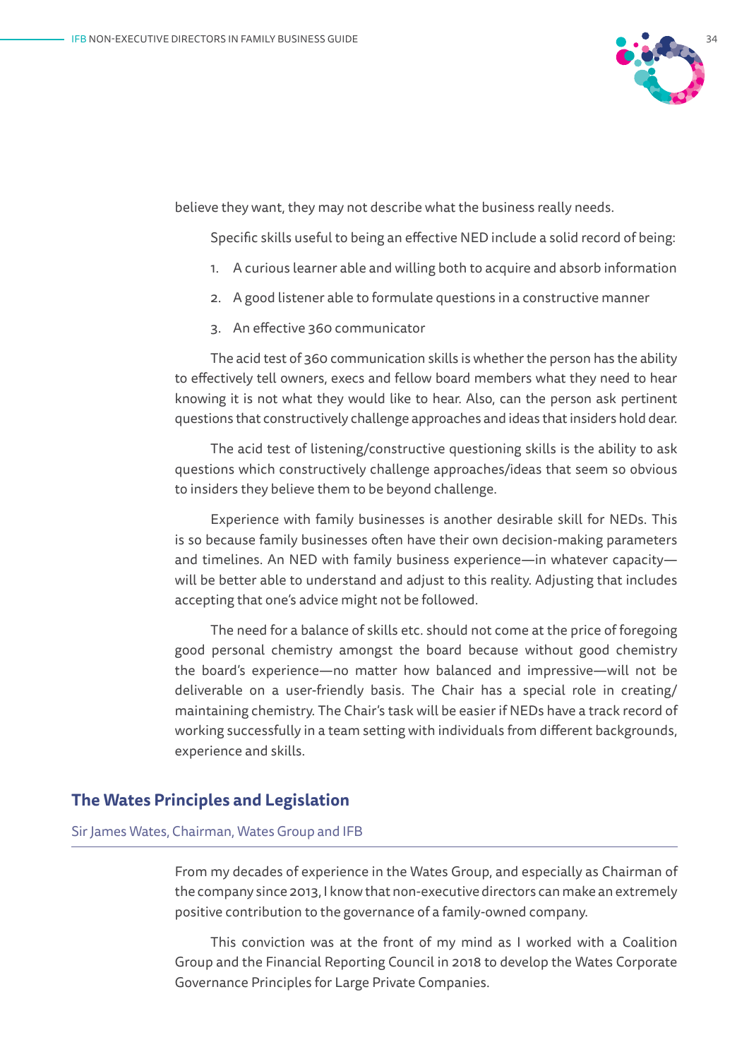believe they want, they may not describe what the business really needs.

Specific skills useful to being an effective NED include a solid record of being:

1. A curious learner able and willing both to acquire and absorb information
2. A good listener able to formulate questions in a constructive manner
3. An effective 360 communicator

The acid test of 360 communication skills is whether the person has the ability to effectively tell owners, execs and fellow board members what they need to hear knowing it is not what they would like to hear. Also, can the person ask pertinent questions that constructively challenge approaches and ideas that insiders hold dear.

The acid test of listening/constructive questioning skills is the ability to ask questions which constructively challenge approaches/ideas that seem so obvious to insiders they believe them to be beyond challenge.

Experience with family businesses is another desirable skill for NEDs. This is so because family businesses often have their own decision-making parameters and timelines. An NED with family business experience—in whatever capacity—will be better able to understand and adjust to this reality. Adjusting that includes accepting that one's advice might not be followed.

The need for a balance of skills etc. should not come at the price of foregoing good personal chemistry amongst the board because without good chemistry the board's experience—no matter how balanced and impressive—will not be deliverable on a user-friendly basis. The Chair has a special role in creating/maintaining chemistry. The Chair's task will be easier if NEDs have a track record of working successfully in a team setting with individuals from different backgrounds, experience and skills.

## The Wates Principles and Legislation

Sir James Wates, Chairman, Wates Group and IFB

From my decades of experience in the Wates Group, and especially as Chairman of the company since 2013, I know that non-executive directors can make an extremely positive contribution to the governance of a family-owned company.

This conviction was at the front of my mind as I worked with a Coalition Group and the Financial Reporting Council in 2018 to develop the Wates Corporate Governance Principles for Large Private Companies.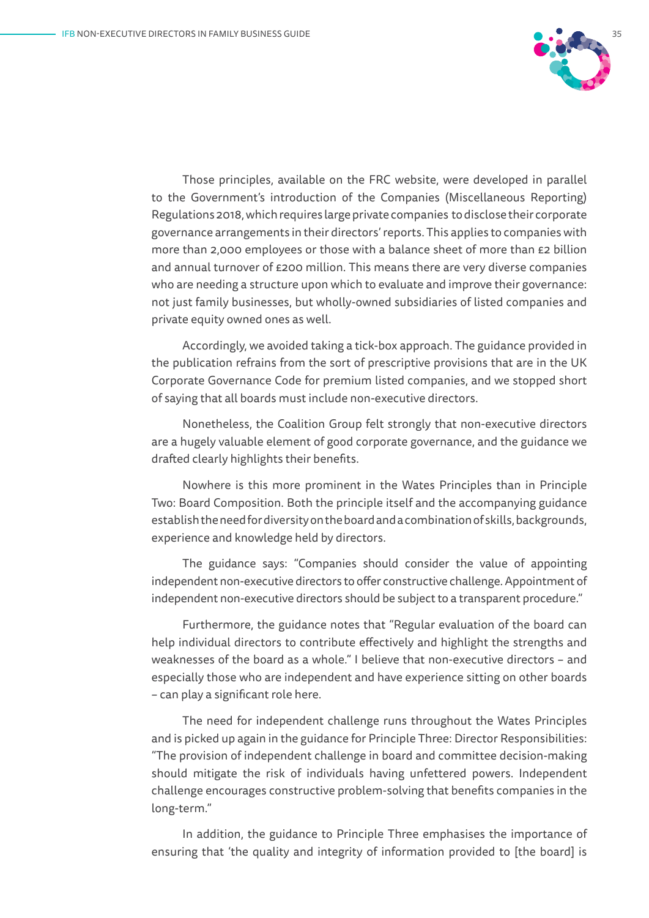Those principles, available on the FRC website, were developed in parallel to the Government's introduction of the Companies (Miscellaneous Reporting) Regulations 2018, which requires large private companies to disclose their corporate governance arrangements in their directors' reports. This applies to companies with more than 2,000 employees or those with a balance sheet of more than £2 billion and annual turnover of £200 million. This means there are very diverse companies who are needing a structure upon which to evaluate and improve their governance: not just family businesses, but wholly-owned subsidiaries of listed companies and private equity owned ones as well.

Accordingly, we avoided taking a tick-box approach. The guidance provided in the publication refrains from the sort of prescriptive provisions that are in the UK Corporate Governance Code for premium listed companies, and we stopped short of saying that all boards must include non-executive directors.

Nonetheless, the Coalition Group felt strongly that non-executive directors are a hugely valuable element of good corporate governance, and the guidance we drafted clearly highlights their benefits.

Nowhere is this more prominent in the Wates Principles than in Principle Two: Board Composition. Both the principle itself and the accompanying guidance establish the need for diversity on the board and a combination of skills, backgrounds, experience and knowledge held by directors.

The guidance says: "Companies should consider the value of appointing independent non-executive directors to offer constructive challenge. Appointment of independent non-executive directors should be subject to a transparent procedure."

Furthermore, the guidance notes that "Regular evaluation of the board can help individual directors to contribute effectively and highlight the strengths and weaknesses of the board as a whole." I believe that non-executive directors – and especially those who are independent and have experience sitting on other boards – can play a significant role here.

The need for independent challenge runs throughout the Wates Principles and is picked up again in the guidance for Principle Three: Director Responsibilities: "The provision of independent challenge in board and committee decision-making should mitigate the risk of individuals having unfettered powers. Independent challenge encourages constructive problem-solving that benefits companies in the long-term."

In addition, the guidance to Principle Three emphasises the importance of ensuring that 'the quality and integrity of information provided to [the board] is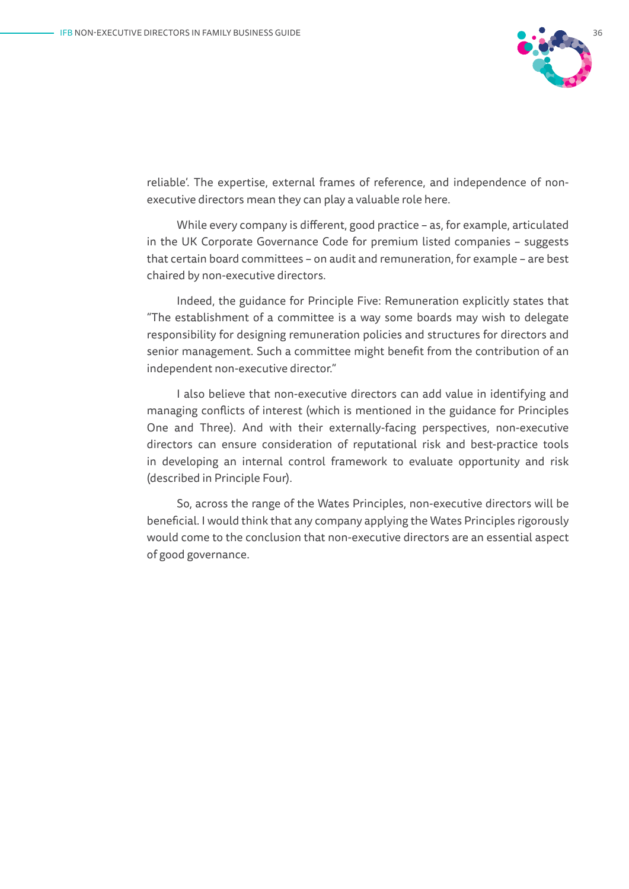reliable'. The expertise, external frames of reference, and independence of non-executive directors mean they can play a valuable role here.

While every company is different, good practice – as, for example, articulated in the UK Corporate Governance Code for premium listed companies – suggests that certain board committees – on audit and remuneration, for example – are best chaired by non-executive directors.

Indeed, the guidance for Principle Five: Remuneration explicitly states that "The establishment of a committee is a way some boards may wish to delegate responsibility for designing remuneration policies and structures for directors and senior management. Such a committee might benefit from the contribution of an independent non-executive director."

I also believe that non-executive directors can add value in identifying and managing conflicts of interest (which is mentioned in the guidance for Principles One and Three). And with their externally-facing perspectives, non-executive directors can ensure consideration of reputational risk and best-practice tools in developing an internal control framework to evaluate opportunity and risk (described in Principle Four).

So, across the range of the Wates Principles, non-executive directors will be beneficial. I would think that any company applying the Wates Principles rigorously would come to the conclusion that non-executive directors are an essential aspect of good governance.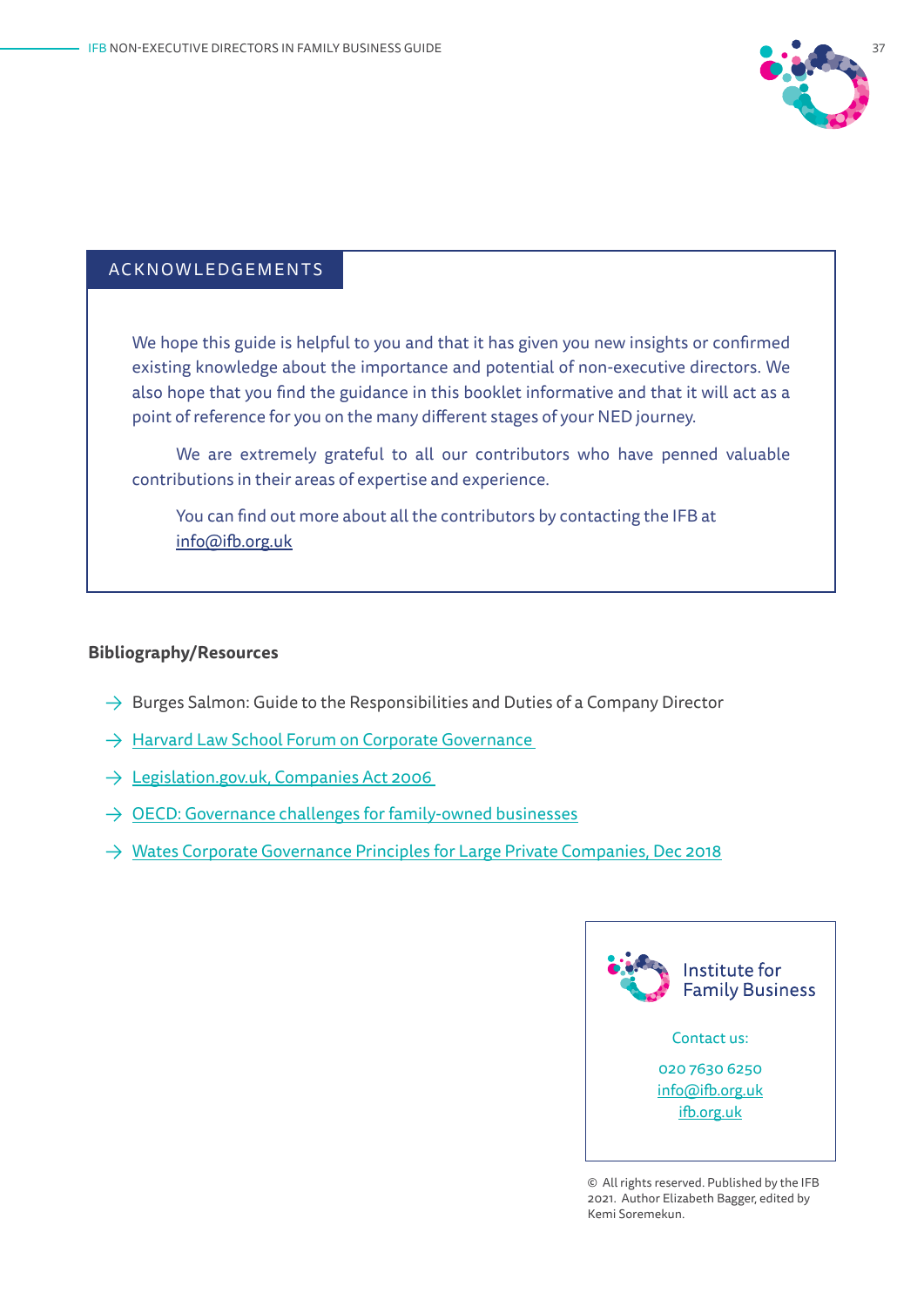## ACKNOWLEDGEMENTS

We hope this guide is helpful to you and that it has given you new insights or confirmed existing knowledge about the importance and potential of non-executive directors. We also hope that you find the guidance in this booklet informative and that it will act as a point of reference for you on the many different stages of your NED journey.

We are extremely grateful to all our contributors who have penned valuable contributions in their areas of expertise and experience.

You can find out more about all the contributors by contacting the IFB at info@ifb.org.uk

**Bibliography/Resources**

- Burges Salmon: Guide to the Responsibilities and Duties of a Company Director
- Harvard Law School Forum on Corporate Governance
- Legislation.gov.uk, Companies Act 2006
- OECD: Governance challenges for family-owned businesses
- Wates Corporate Governance Principles for Large Private Companies, Dec 2018

Institute for Family Business

Contact us:

020 7630 6250
info@ifb.org.uk
ifb.org.uk

© All rights reserved. Published by the IFB 2021. Author Elizabeth Bagger, edited by Kemi Soremekun.